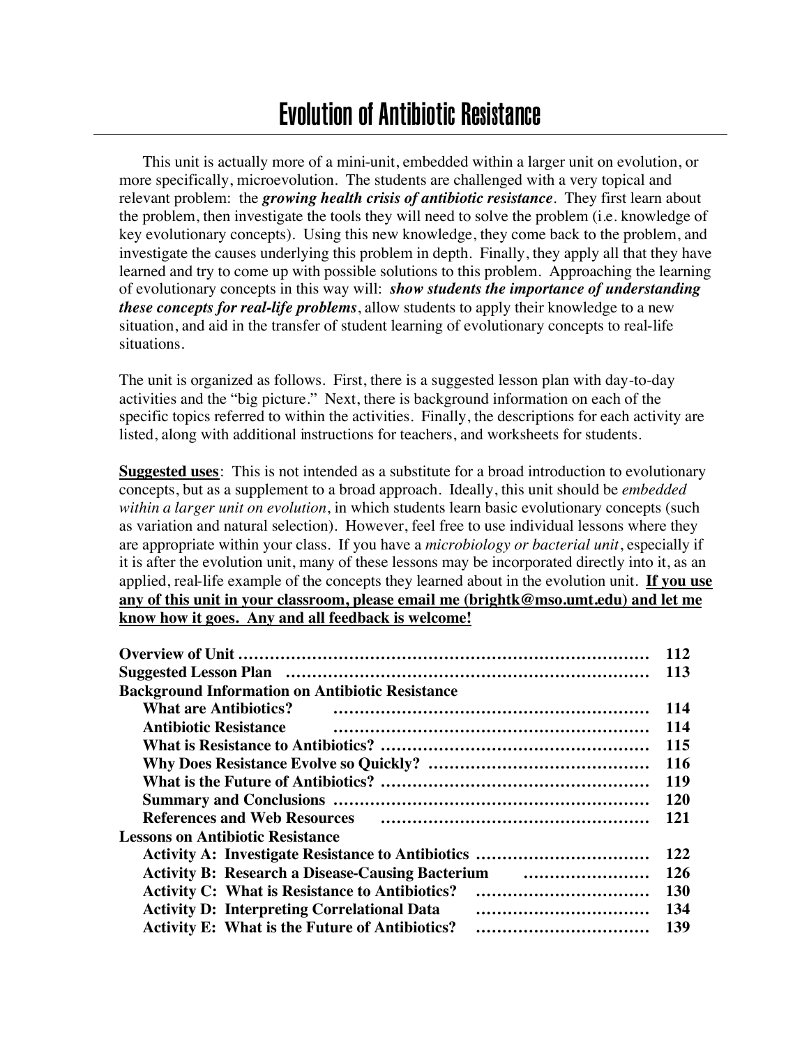# Evolution of Antibiotic Resistance

This unit is actually more of a mini-unit, embedded within a larger unit on evolution, or more specifically, microevolution. The students are challenged with a very topical and relevant problem: the ***growing health crisis of antibiotic resistance***. They first learn about the problem, then investigate the tools they will need to solve the problem (i.e. knowledge of key evolutionary concepts). Using this new knowledge, they come back to the problem, and investigate the causes underlying this problem in depth. Finally, they apply all that they have learned and try to come up with possible solutions to this problem. Approaching the learning of evolutionary concepts in this way will: ***show students the importance of understanding these concepts for real-life problems***, allow students to apply their knowledge to a new situation, and aid in the transfer of student learning of evolutionary concepts to real-life situations.

The unit is organized as follows. First, there is a suggested lesson plan with day-to-day activities and the "big picture." Next, there is background information on each of the specific topics referred to within the activities. Finally, the descriptions for each activity are listed, along with additional instructions for teachers, and worksheets for students.

**Suggested uses**: This is not intended as a substitute for a broad introduction to evolutionary concepts, but as a supplement to a broad approach. Ideally, this unit should be *embedded within a larger unit on evolution*, in which students learn basic evolutionary concepts (such as variation and natural selection). However, feel free to use individual lessons where they are appropriate within your class. If you have a *microbiology or bacterial unit*, especially if it is after the evolution unit, many of these lessons may be incorporated directly into it, as an applied, real-life example of the concepts they learned about in the evolution unit. **If you use any of this unit in your classroom, please email me (brightk@mso.umt.edu) and let me know how it goes. Any and all feedback is welcome!**

| | |
|---|---|
| **Overview of Unit** | **112** |
| **Suggested Lesson Plan** | **113** |
| **Background Information on Antibiotic Resistance** | |
| **What are Antibiotics?** | **114** |
| **Antibiotic Resistance** | **114** |
| **What is Resistance to Antibiotics?** | **115** |
| **Why Does Resistance Evolve so Quickly?** | **116** |
| **What is the Future of Antibiotics?** | **119** |
| **Summary and Conclusions** | **120** |
| **References and Web Resources** | **121** |
| **Lessons on Antibiotic Resistance** | |
| **Activity A: Investigate Resistance to Antibiotics** | **122** |
| **Activity B: Research a Disease-Causing Bacterium** | **126** |
| **Activity C: What is Resistance to Antibiotics?** | **130** |
| **Activity D: Interpreting Correlational Data** | **134** |
| **Activity E: What is the Future of Antibiotics?** | **139** |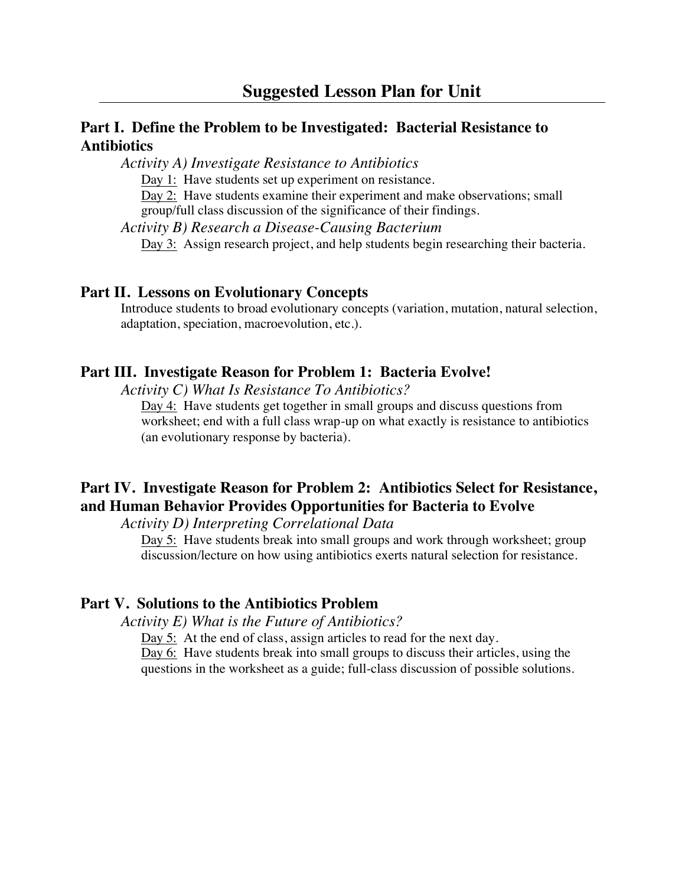# Suggested Lesson Plan for Unit

## Part I. Define the Problem to be Investigated: Bacterial Resistance to Antibiotics

*Activity A) Investigate Resistance to Antibiotics*

Day 1: Have students set up experiment on resistance.

Day 2: Have students examine their experiment and make observations; small group/full class discussion of the significance of their findings.

*Activity B) Research a Disease-Causing Bacterium*

Day 3: Assign research project, and help students begin researching their bacteria.

## Part II. Lessons on Evolutionary Concepts

Introduce students to broad evolutionary concepts (variation, mutation, natural selection, adaptation, speciation, macroevolution, etc.).

## Part III. Investigate Reason for Problem 1: Bacteria Evolve!

*Activity C) What Is Resistance To Antibiotics?*

Day 4: Have students get together in small groups and discuss questions from worksheet; end with a full class wrap-up on what exactly is resistance to antibiotics (an evolutionary response by bacteria).

## Part IV. Investigate Reason for Problem 2: Antibiotics Select for Resistance, and Human Behavior Provides Opportunities for Bacteria to Evolve

*Activity D) Interpreting Correlational Data*

Day 5: Have students break into small groups and work through worksheet; group discussion/lecture on how using antibiotics exerts natural selection for resistance.

## Part V. Solutions to the Antibiotics Problem

*Activity E) What is the Future of Antibiotics?*

Day 5: At the end of class, assign articles to read for the next day.

Day 6: Have students break into small groups to discuss their articles, using the questions in the worksheet as a guide; full-class discussion of possible solutions.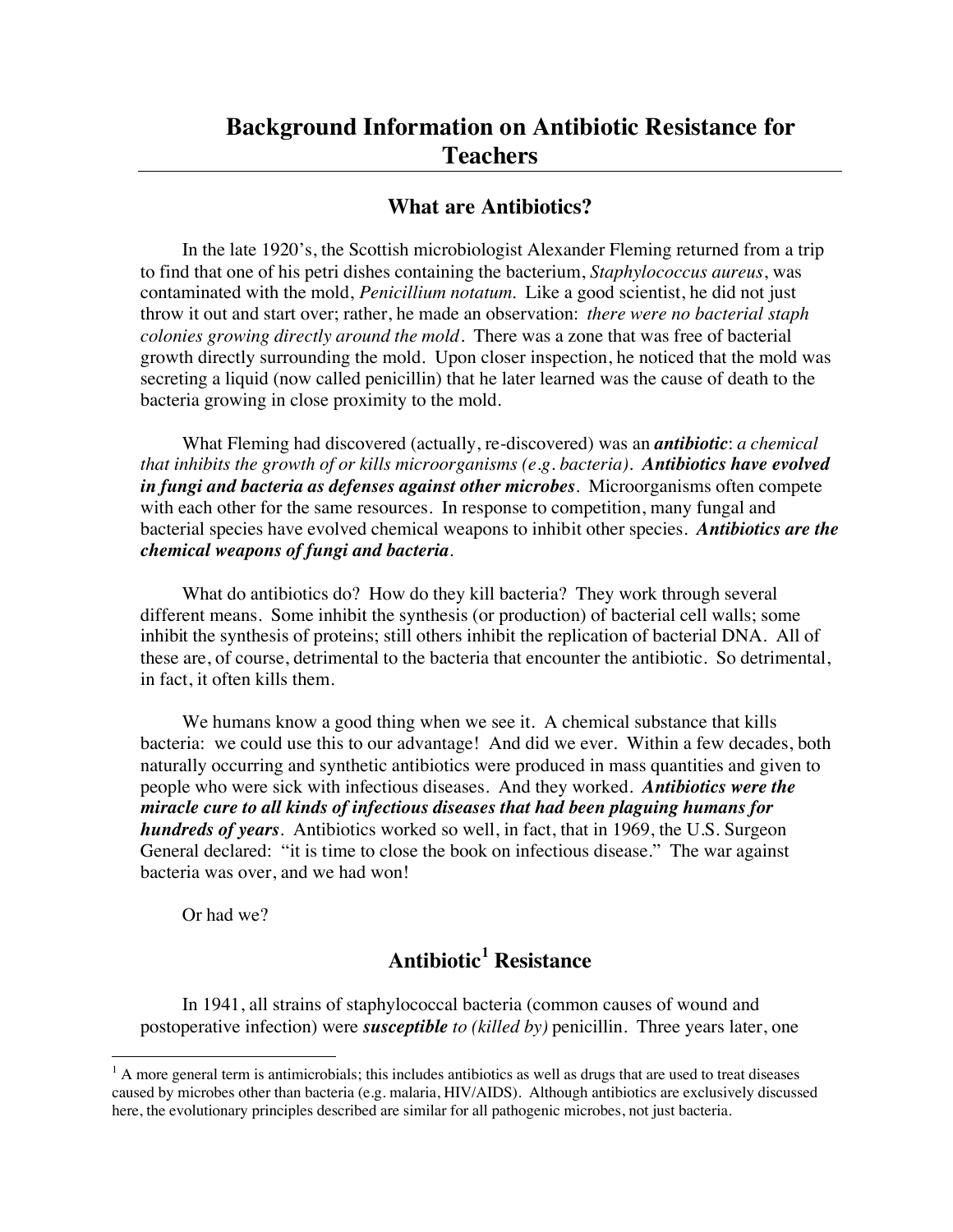# Background Information on Antibiotic Resistance for Teachers

## What are Antibiotics?

In the late 1920's, the Scottish microbiologist Alexander Fleming returned from a trip to find that one of his petri dishes containing the bacterium, *Staphylococcus aureus*, was contaminated with the mold, *Penicillium notatum*. Like a good scientist, he did not just throw it out and start over; rather, he made an observation: *there were no bacterial staph colonies growing directly around the mold*. There was a zone that was free of bacterial growth directly surrounding the mold. Upon closer inspection, he noticed that the mold was secreting a liquid (now called penicillin) that he later learned was the cause of death to the bacteria growing in close proximity to the mold.

What Fleming had discovered (actually, re-discovered) was an ***antibiotic***: *a chemical that inhibits the growth of or kills microorganisms (e.g. bacteria)*. ***Antibiotics have evolved in fungi and bacteria as defenses against other microbes***. Microorganisms often compete with each other for the same resources. In response to competition, many fungal and bacterial species have evolved chemical weapons to inhibit other species. ***Antibiotics are the chemical weapons of fungi and bacteria***.

What do antibiotics do? How do they kill bacteria? They work through several different means. Some inhibit the synthesis (or production) of bacterial cell walls; some inhibit the synthesis of proteins; still others inhibit the replication of bacterial DNA. All of these are, of course, detrimental to the bacteria that encounter the antibiotic. So detrimental, in fact, it often kills them.

We humans know a good thing when we see it. A chemical substance that kills bacteria: we could use this to our advantage! And did we ever. Within a few decades, both naturally occurring and synthetic antibiotics were produced in mass quantities and given to people who were sick with infectious diseases. And they worked. ***Antibiotics were the miracle cure to all kinds of infectious diseases that had been plaguing humans for hundreds of years***. Antibiotics worked so well, in fact, that in 1969, the U.S. Surgeon General declared: "it is time to close the book on infectious disease." The war against bacteria was over, and we had won!

Or had we?

## Antibiotic[1] Resistance

In 1941, all strains of staphylococcal bacteria (common causes of wound and postoperative infection) were ***susceptible*** *to (killed by)* penicillin. Three years later, one

[1] A more general term is antimicrobials; this includes antibiotics as well as drugs that are used to treat diseases caused by microbes other than bacteria (e.g. malaria, HIV/AIDS). Although antibiotics are exclusively discussed here, the evolutionary principles described are similar for all pathogenic microbes, not just bacteria.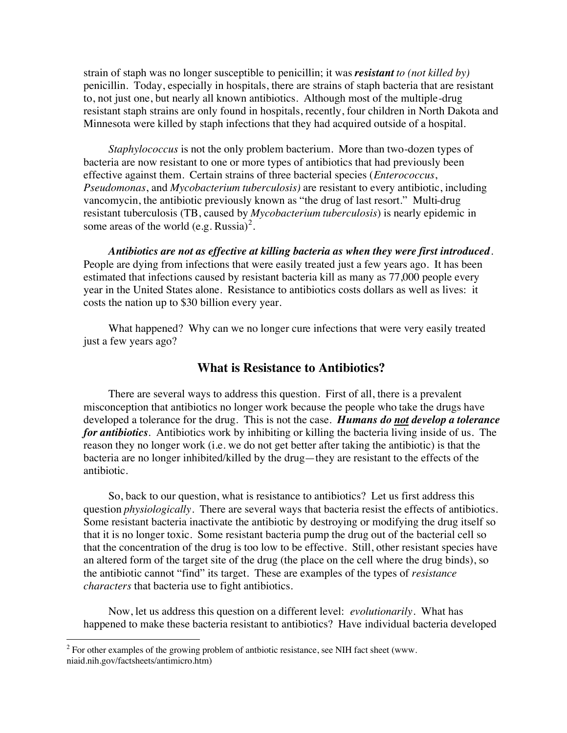strain of staph was no longer susceptible to penicillin; it was ***resistant*** *to (not killed by)* penicillin. Today, especially in hospitals, there are strains of staph bacteria that are resistant to, not just one, but nearly all known antibiotics. Although most of the multiple-drug resistant staph strains are only found in hospitals, recently, four children in North Dakota and Minnesota were killed by staph infections that they had acquired outside of a hospital.

*Staphylococcus* is not the only problem bacterium. More than two-dozen types of bacteria are now resistant to one or more types of antibiotics that had previously been effective against them. Certain strains of three bacterial species (*Enterococcus*, *Pseudomonas*, and *Mycobacterium tuberculosis)* are resistant to every antibiotic, including vancomycin, the antibiotic previously known as "the drug of last resort." Multi-drug resistant tuberculosis (TB, caused by *Mycobacterium tuberculosis*) is nearly epidemic in some areas of the world (e.g. Russia)[2].

***Antibiotics are not as effective at killing bacteria as when they were first introduced***. People are dying from infections that were easily treated just a few years ago. It has been estimated that infections caused by resistant bacteria kill as many as 77,000 people every year in the United States alone. Resistance to antibiotics costs dollars as well as lives: it costs the nation up to $30 billion every year.

What happened? Why can we no longer cure infections that were very easily treated just a few years ago?

## What is Resistance to Antibiotics?

There are several ways to address this question. First of all, there is a prevalent misconception that antibiotics no longer work because the people who take the drugs have developed a tolerance for the drug. This is not the case. ***Humans do <u>not</u> develop a tolerance for antibiotics***. Antibiotics work by inhibiting or killing the bacteria living inside of us. The reason they no longer work (i.e. we do not get better after taking the antibiotic) is that the bacteria are no longer inhibited/killed by the drug—they are resistant to the effects of the antibiotic.

So, back to our question, what is resistance to antibiotics? Let us first address this question *physiologically*. There are several ways that bacteria resist the effects of antibiotics. Some resistant bacteria inactivate the antibiotic by destroying or modifying the drug itself so that it is no longer toxic. Some resistant bacteria pump the drug out of the bacterial cell so that the concentration of the drug is too low to be effective. Still, other resistant species have an altered form of the target site of the drug (the place on the cell where the drug binds), so the antibiotic cannot "find" its target. These are examples of the types of *resistance characters* that bacteria use to fight antibiotics.

Now, let us address this question on a different level: *evolutionarily*. What has happened to make these bacteria resistant to antibiotics? Have individual bacteria developed

[2] For other examples of the growing problem of antbiotic resistance, see NIH fact sheet (www. niaid.nih.gov/factsheets/antimicro.htm)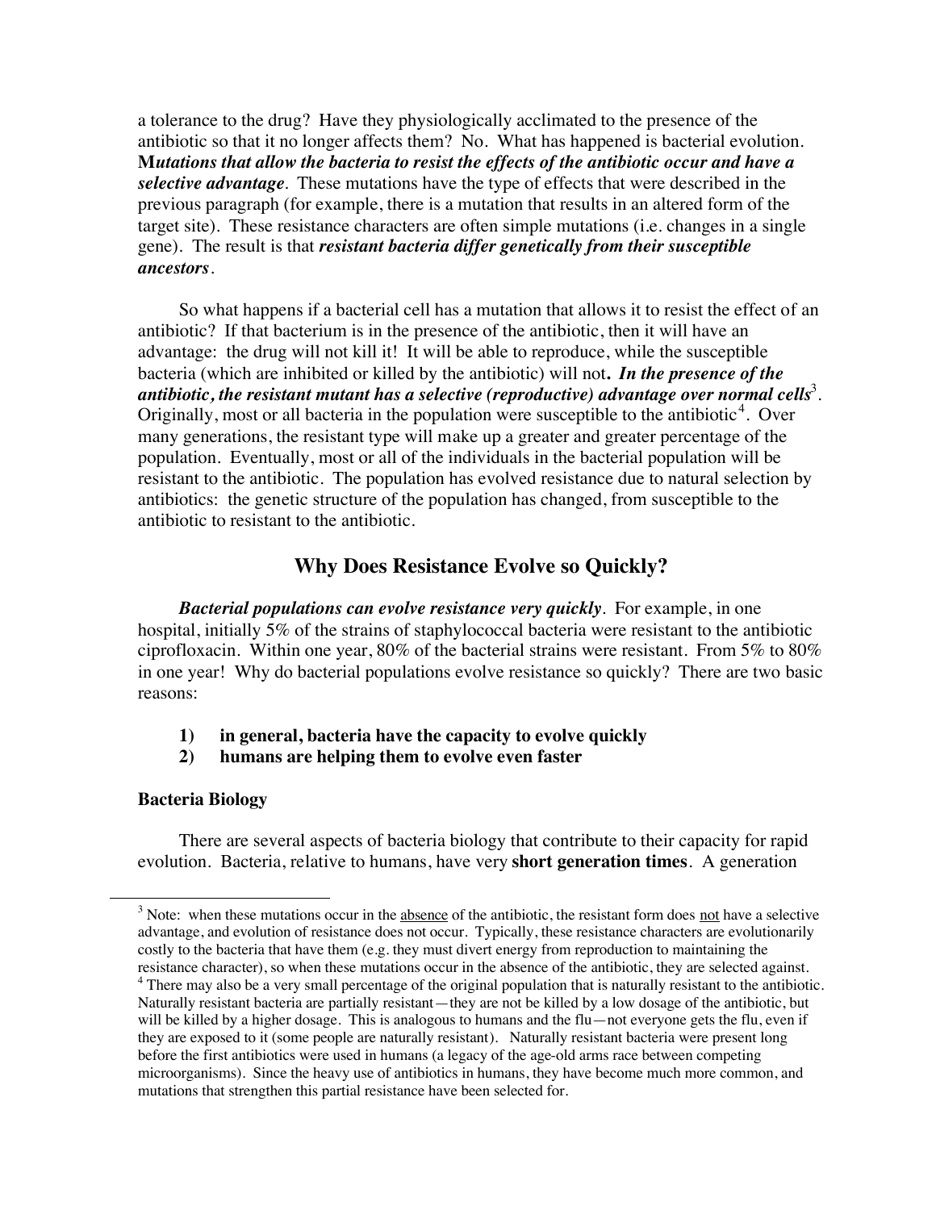a tolerance to the drug? Have they physiologically acclimated to the presence of the antibiotic so that it no longer affects them? No. What has happened is bacterial evolution. ***Mutations that allow the bacteria to resist the effects of the antibiotic occur and have a selective advantage***. These mutations have the type of effects that were described in the previous paragraph (for example, there is a mutation that results in an altered form of the target site). These resistance characters are often simple mutations (i.e. changes in a single gene). The result is that ***resistant bacteria differ genetically from their susceptible ancestors***.

So what happens if a bacterial cell has a mutation that allows it to resist the effect of an antibiotic? If that bacterium is in the presence of the antibiotic, then it will have an advantage: the drug will not kill it! It will be able to reproduce, while the susceptible bacteria (which are inhibited or killed by the antibiotic) will not***. In the presence of the antibiotic, the resistant mutant has a selective (reproductive) advantage over normal cells***[3]. Originally, most or all bacteria in the population were susceptible to the antibiotic[4]. Over many generations, the resistant type will make up a greater and greater percentage of the population. Eventually, most or all of the individuals in the bacterial population will be resistant to the antibiotic. The population has evolved resistance due to natural selection by antibiotics: the genetic structure of the population has changed, from susceptible to the antibiotic to resistant to the antibiotic.

## Why Does Resistance Evolve so Quickly?

***Bacterial populations can evolve resistance very quickly***. For example, in one hospital, initially 5% of the strains of staphylococcal bacteria were resistant to the antibiotic ciprofloxacin. Within one year, 80% of the bacterial strains were resistant. From 5% to 80% in one year! Why do bacterial populations evolve resistance so quickly? There are two basic reasons:

1) **in general, bacteria have the capacity to evolve quickly**
2) **humans are helping them to evolve even faster**

### Bacteria Biology

There are several aspects of bacteria biology that contribute to their capacity for rapid evolution. Bacteria, relative to humans, have very **short generation times**. A generation

---

[3] Note: when these mutations occur in the <u>absence</u> of the antibiotic, the resistant form does <u>not</u> have a selective advantage, and evolution of resistance does not occur. Typically, these resistance characters are evolutionarily costly to the bacteria that have them (e.g. they must divert energy from reproduction to maintaining the resistance character), so when these mutations occur in the absence of the antibiotic, they are selected against.

[4] There may also be a very small percentage of the original population that is naturally resistant to the antibiotic. Naturally resistant bacteria are partially resistant—they are not be killed by a low dosage of the antibiotic, but will be killed by a higher dosage. This is analogous to humans and the flu—not everyone gets the flu, even if they are exposed to it (some people are naturally resistant). Naturally resistant bacteria were present long before the first antibiotics were used in humans (a legacy of the age-old arms race between competing microorganisms). Since the heavy use of antibiotics in humans, they have become much more common, and mutations that strengthen this partial resistance have been selected for.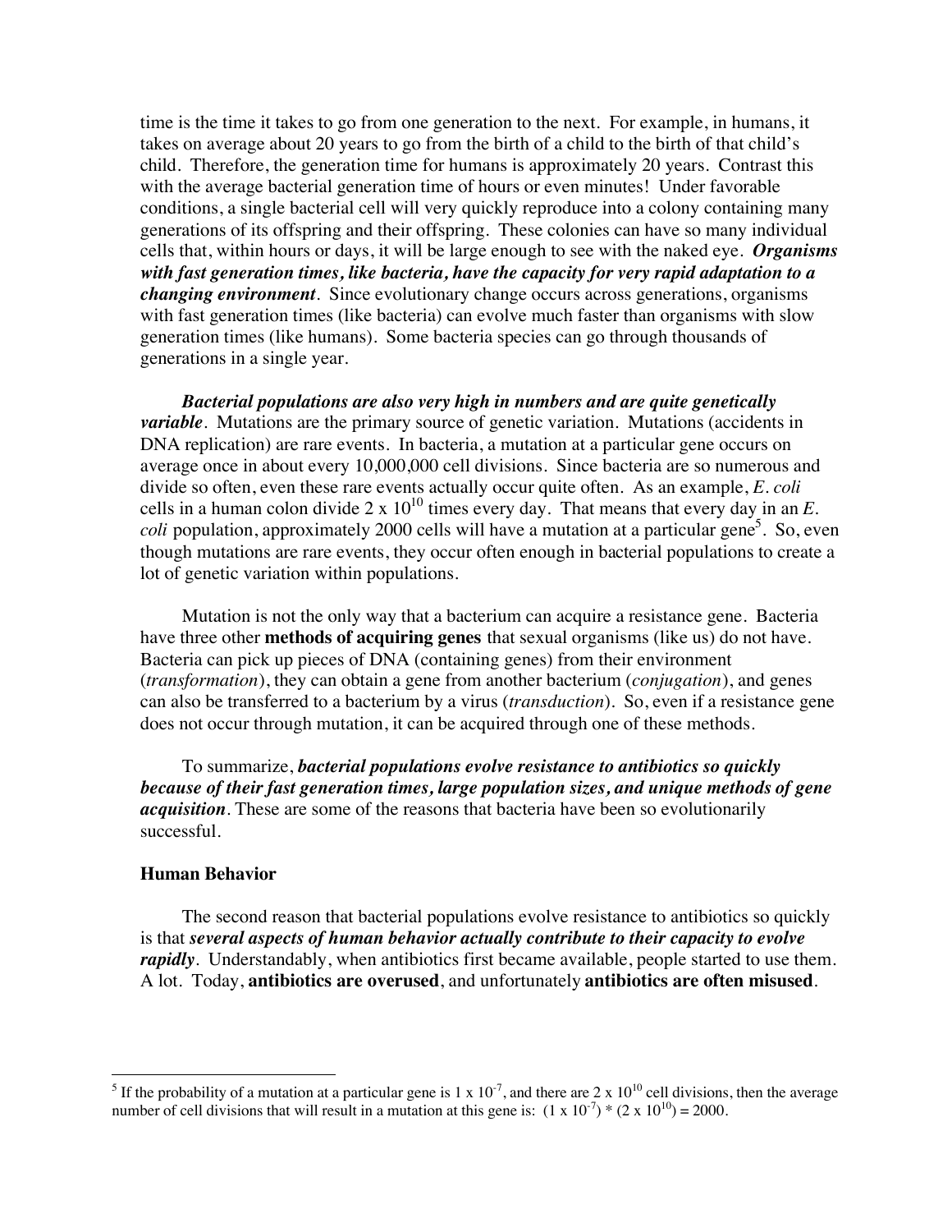time is the time it takes to go from one generation to the next. For example, in humans, it takes on average about 20 years to go from the birth of a child to the birth of that child's child. Therefore, the generation time for humans is approximately 20 years. Contrast this with the average bacterial generation time of hours or even minutes! Under favorable conditions, a single bacterial cell will very quickly reproduce into a colony containing many generations of its offspring and their offspring. These colonies can have so many individual cells that, within hours or days, it will be large enough to see with the naked eye. ***Organisms with fast generation times, like bacteria, have the capacity for very rapid adaptation to a changing environment***. Since evolutionary change occurs across generations, organisms with fast generation times (like bacteria) can evolve much faster than organisms with slow generation times (like humans). Some bacteria species can go through thousands of generations in a single year.

***Bacterial populations are also very high in numbers and are quite genetically variable***. Mutations are the primary source of genetic variation. Mutations (accidents in DNA replication) are rare events. In bacteria, a mutation at a particular gene occurs on average once in about every 10,000,000 cell divisions. Since bacteria are so numerous and divide so often, even these rare events actually occur quite often. As an example, *E. coli* cells in a human colon divide $2 \times 10^{10}$ times every day. That means that every day in an *E. coli* population, approximately 2000 cells will have a mutation at a particular gene[5]. So, even though mutations are rare events, they occur often enough in bacterial populations to create a lot of genetic variation within populations.

Mutation is not the only way that a bacterium can acquire a resistance gene. Bacteria have three other **methods of acquiring genes** that sexual organisms (like us) do not have. Bacteria can pick up pieces of DNA (containing genes) from their environment (*transformation*), they can obtain a gene from another bacterium (*conjugation*), and genes can also be transferred to a bacterium by a virus (*transduction*). So, even if a resistance gene does not occur through mutation, it can be acquired through one of these methods.

To summarize, ***bacterial populations evolve resistance to antibiotics so quickly because of their fast generation times, large population sizes, and unique methods of gene acquisition***. These are some of the reasons that bacteria have been so evolutionarily successful.

### Human Behavior

The second reason that bacterial populations evolve resistance to antibiotics so quickly is that ***several aspects of human behavior actually contribute to their capacity to evolve rapidly***. Understandably, when antibiotics first became available, people started to use them. A lot. Today, **antibiotics are overused**, and unfortunately **antibiotics are often misused**.

---

[5] If the probability of a mutation at a particular gene is $1 \times 10^{-7}$, and there are $2 \times 10^{10}$ cell divisions, then the average number of cell divisions that will result in a mutation at this gene is: $(1 \times 10^{-7}) * (2 \times 10^{10}) = 2000$.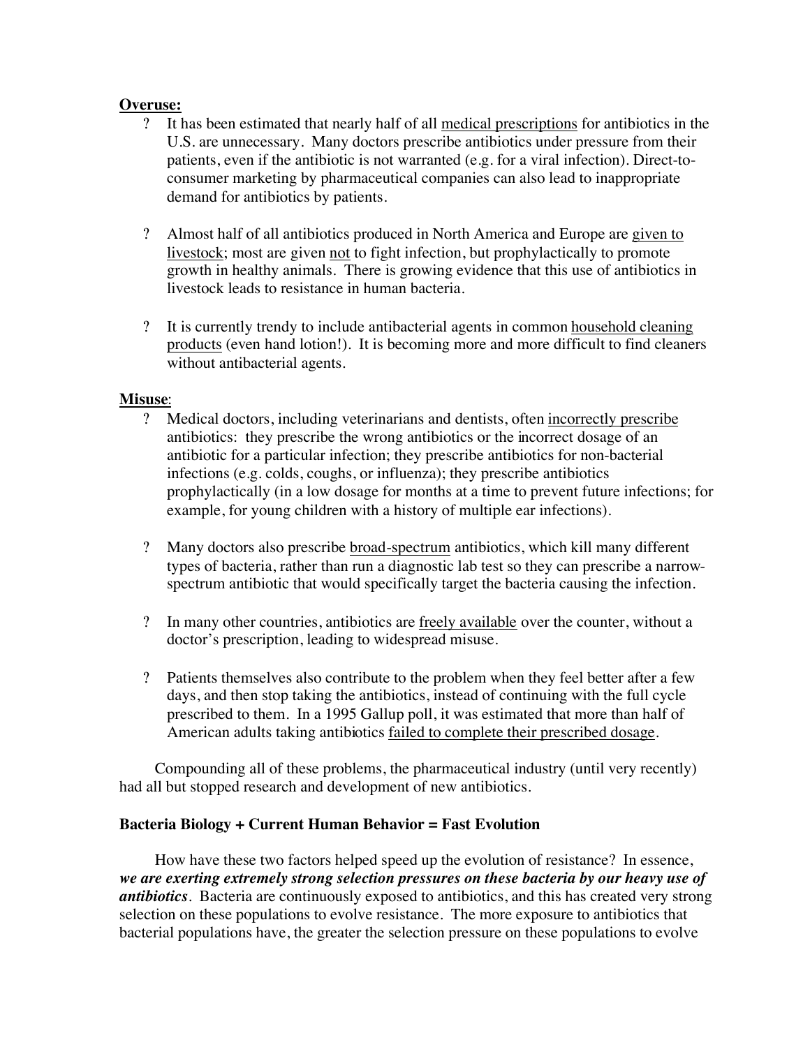**Overuse:**

- It has been estimated that nearly half of all <u>medical prescriptions</u> for antibiotics in the U.S. are unnecessary. Many doctors prescribe antibiotics under pressure from their patients, even if the antibiotic is not warranted (e.g. for a viral infection). Direct-to-consumer marketing by pharmaceutical companies can also lead to inappropriate demand for antibiotics by patients.

- Almost half of all antibiotics produced in North America and Europe are <u>given to livestock</u>; most are given <u>not</u> to fight infection, but prophylactically to promote growth in healthy animals. There is growing evidence that this use of antibiotics in livestock leads to resistance in human bacteria.

- It is currently trendy to include antibacterial agents in common <u>household cleaning products</u> (even hand lotion!). It is becoming more and more difficult to find cleaners without antibacterial agents.

**Misuse**:

- Medical doctors, including veterinarians and dentists, often <u>incorrectly prescribe</u> antibiotics: they prescribe the wrong antibiotics or the incorrect dosage of an antibiotic for a particular infection; they prescribe antibiotics for non-bacterial infections (e.g. colds, coughs, or influenza); they prescribe antibiotics prophylactically (in a low dosage for months at a time to prevent future infections; for example, for young children with a history of multiple ear infections).

- Many doctors also prescribe <u>broad-spectrum</u> antibiotics, which kill many different types of bacteria, rather than run a diagnostic lab test so they can prescribe a narrow-spectrum antibiotic that would specifically target the bacteria causing the infection.

- In many other countries, antibiotics are <u>freely available</u> over the counter, without a doctor's prescription, leading to widespread misuse.

- Patients themselves also contribute to the problem when they feel better after a few days, and then stop taking the antibiotics, instead of continuing with the full cycle prescribed to them. In a 1995 Gallup poll, it was estimated that more than half of American adults taking antibiotics <u>failed to complete their prescribed dosage</u>.

Compounding all of these problems, the pharmaceutical industry (until very recently) had all but stopped research and development of new antibiotics.

**Bacteria Biology + Current Human Behavior = Fast Evolution**

How have these two factors helped speed up the evolution of resistance? In essence, ***we are exerting extremely strong selection pressures on these bacteria by our heavy use of antibiotics***. Bacteria are continuously exposed to antibiotics, and this has created very strong selection on these populations to evolve resistance. The more exposure to antibiotics that bacterial populations have, the greater the selection pressure on these populations to evolve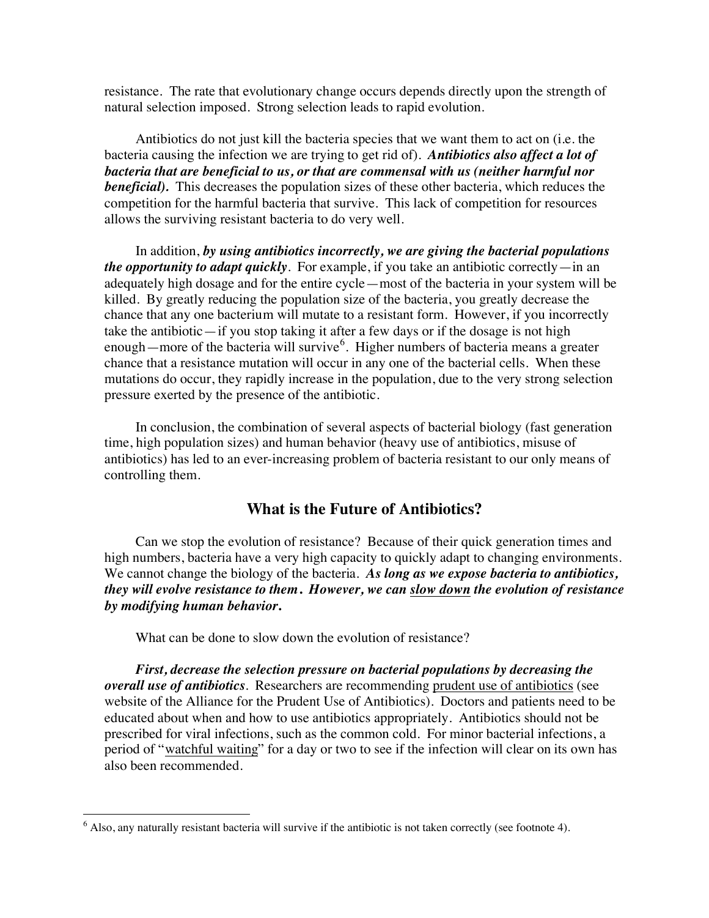resistance. The rate that evolutionary change occurs depends directly upon the strength of natural selection imposed. Strong selection leads to rapid evolution.

Antibiotics do not just kill the bacteria species that we want them to act on (i.e. the bacteria causing the infection we are trying to get rid of). ***Antibiotics also affect a lot of bacteria that are beneficial to us, or that are commensal with us (neither harmful nor beneficial).*** This decreases the population sizes of these other bacteria, which reduces the competition for the harmful bacteria that survive. This lack of competition for resources allows the surviving resistant bacteria to do very well.

In addition, ***by using antibiotics incorrectly, we are giving the bacterial populations the opportunity to adapt quickly***. For example, if you take an antibiotic correctly—in an adequately high dosage and for the entire cycle—most of the bacteria in your system will be killed. By greatly reducing the population size of the bacteria, you greatly decrease the chance that any one bacterium will mutate to a resistant form. However, if you incorrectly take the antibiotic—if you stop taking it after a few days or if the dosage is not high enough—more of the bacteria will survive[6]. Higher numbers of bacteria means a greater chance that a resistance mutation will occur in any one of the bacterial cells. When these mutations do occur, they rapidly increase in the population, due to the very strong selection pressure exerted by the presence of the antibiotic.

In conclusion, the combination of several aspects of bacterial biology (fast generation time, high population sizes) and human behavior (heavy use of antibiotics, misuse of antibiotics) has led to an ever-increasing problem of bacteria resistant to our only means of controlling them.

## What is the Future of Antibiotics?

Can we stop the evolution of resistance? Because of their quick generation times and high numbers, bacteria have a very high capacity to quickly adapt to changing environments. We cannot change the biology of the bacteria. ***As long as we expose bacteria to antibiotics, they will evolve resistance to them. However, we can <u>slow down</u> the evolution of resistance by modifying human behavior.***

What can be done to slow down the evolution of resistance?

***First, decrease the selection pressure on bacterial populations by decreasing the overall use of antibiotics***. Researchers are recommending <u>prudent use of antibiotics</u> (see website of the Alliance for the Prudent Use of Antibiotics). Doctors and patients need to be educated about when and how to use antibiotics appropriately. Antibiotics should not be prescribed for viral infections, such as the common cold. For minor bacterial infections, a period of "<u>watchful waiting</u>" for a day or two to see if the infection will clear on its own has also been recommended.

---

[6] Also, any naturally resistant bacteria will survive if the antibiotic is not taken correctly (see footnote 4).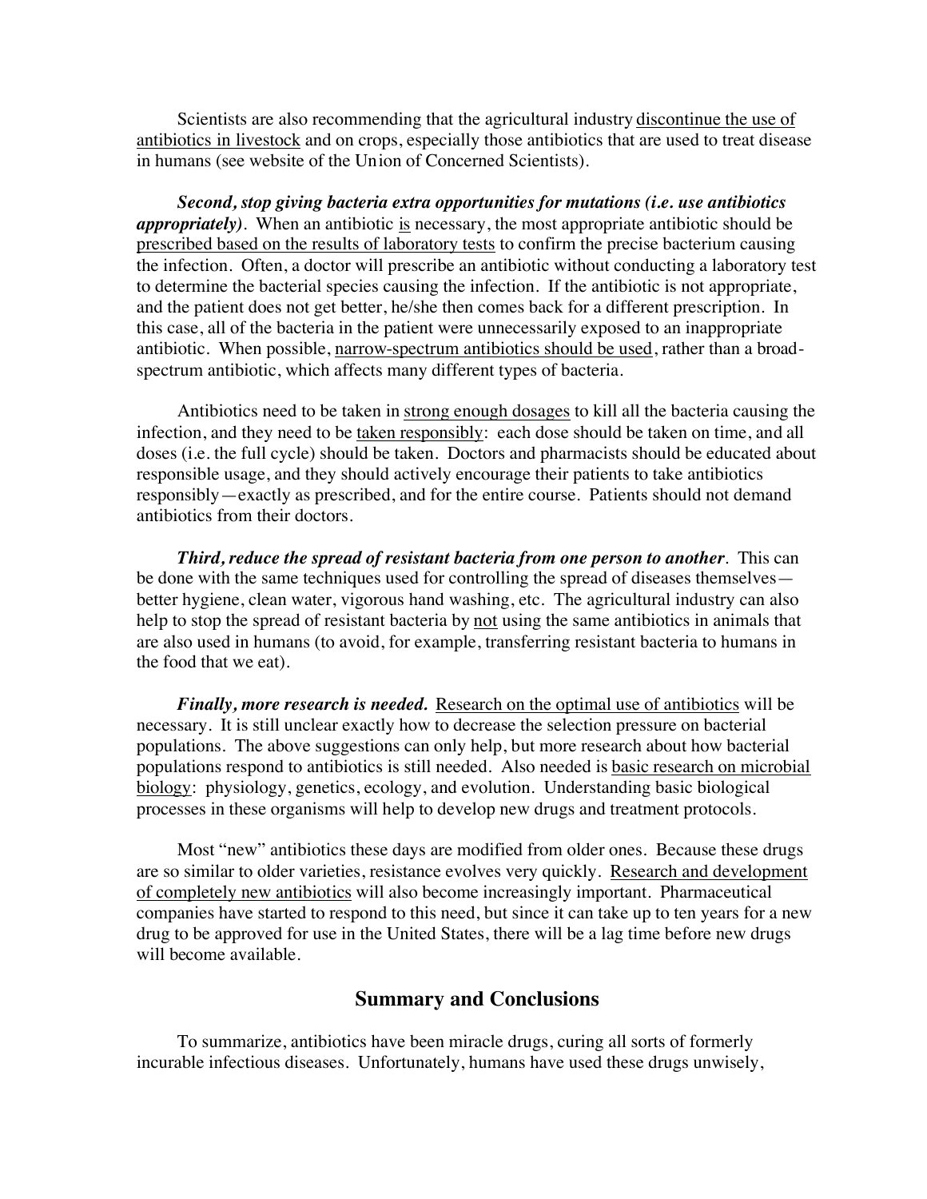Scientists are also recommending that the agricultural industry <u>discontinue the use of antibiotics in livestock</u> and on crops, especially those antibiotics that are used to treat disease in humans (see website of the Union of Concerned Scientists).

***Second, stop giving bacteria extra opportunities for mutations (i.e. use antibiotics appropriately)***. When an antibiotic <u>is</u> necessary, the most appropriate antibiotic should be <u>prescribed based on the results of laboratory tests</u> to confirm the precise bacterium causing the infection. Often, a doctor will prescribe an antibiotic without conducting a laboratory test to determine the bacterial species causing the infection. If the antibiotic is not appropriate, and the patient does not get better, he/she then comes back for a different prescription. In this case, all of the bacteria in the patient were unnecessarily exposed to an inappropriate antibiotic. When possible, <u>narrow-spectrum antibiotics should be used</u>, rather than a broad-spectrum antibiotic, which affects many different types of bacteria.

Antibiotics need to be taken in <u>strong enough dosages</u> to kill all the bacteria causing the infection, and they need to be <u>taken responsibly</u>: each dose should be taken on time, and all doses (i.e. the full cycle) should be taken. Doctors and pharmacists should be educated about responsible usage, and they should actively encourage their patients to take antibiotics responsibly—exactly as prescribed, and for the entire course. Patients should not demand antibiotics from their doctors.

***Third, reduce the spread of resistant bacteria from one person to another***. This can be done with the same techniques used for controlling the spread of diseases themselves—better hygiene, clean water, vigorous hand washing, etc. The agricultural industry can also help to stop the spread of resistant bacteria by <u>not</u> using the same antibiotics in animals that are also used in humans (to avoid, for example, transferring resistant bacteria to humans in the food that we eat).

***Finally, more research is needed.*** <u>Research on the optimal use of antibiotics</u> will be necessary. It is still unclear exactly how to decrease the selection pressure on bacterial populations. The above suggestions can only help, but more research about how bacterial populations respond to antibiotics is still needed. Also needed is <u>basic research on microbial biology</u>: physiology, genetics, ecology, and evolution. Understanding basic biological processes in these organisms will help to develop new drugs and treatment protocols.

Most "new" antibiotics these days are modified from older ones. Because these drugs are so similar to older varieties, resistance evolves very quickly. <u>Research and development of completely new antibiotics</u> will also become increasingly important. Pharmaceutical companies have started to respond to this need, but since it can take up to ten years for a new drug to be approved for use in the United States, there will be a lag time before new drugs will become available.

## Summary and Conclusions

To summarize, antibiotics have been miracle drugs, curing all sorts of formerly incurable infectious diseases. Unfortunately, humans have used these drugs unwisely,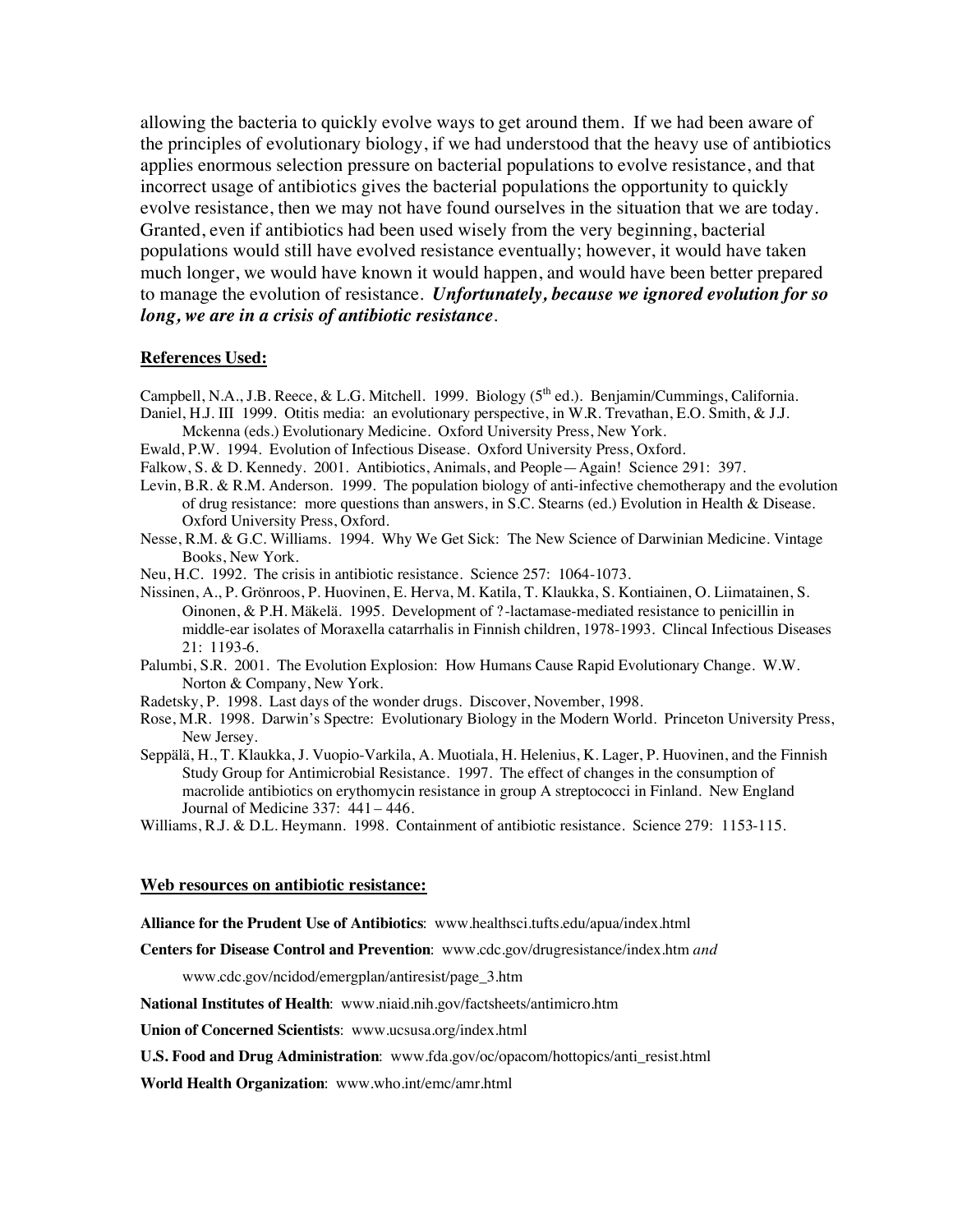allowing the bacteria to quickly evolve ways to get around them. If we had been aware of the principles of evolutionary biology, if we had understood that the heavy use of antibiotics applies enormous selection pressure on bacterial populations to evolve resistance, and that incorrect usage of antibiotics gives the bacterial populations the opportunity to quickly evolve resistance, then we may not have found ourselves in the situation that we are today. Granted, even if antibiotics had been used wisely from the very beginning, bacterial populations would still have evolved resistance eventually; however, it would have taken much longer, we would have known it would happen, and would have been better prepared to manage the evolution of resistance. ***Unfortunately, because we ignored evolution for so long, we are in a crisis of antibiotic resistance.***

**References Used:**

Campbell, N.A., J.B. Reece, & L.G. Mitchell. 1999. Biology (5th ed.). Benjamin/Cummings, California.

Daniel, H.J. III 1999. Otitis media: an evolutionary perspective, in W.R. Trevathan, E.O. Smith, & J.J. Mckenna (eds.) Evolutionary Medicine. Oxford University Press, New York.

Ewald, P.W. 1994. Evolution of Infectious Disease. Oxford University Press, Oxford.

Falkow, S. & D. Kennedy. 2001. Antibiotics, Animals, and People—Again! Science 291: 397.

Levin, B.R. & R.M. Anderson. 1999. The population biology of anti-infective chemotherapy and the evolution of drug resistance: more questions than answers, in S.C. Stearns (ed.) Evolution in Health & Disease. Oxford University Press, Oxford.

Nesse, R.M. & G.C. Williams. 1994. Why We Get Sick: The New Science of Darwinian Medicine. Vintage Books, New York.

Neu, H.C. 1992. The crisis in antibiotic resistance. Science 257: 1064-1073.

Nissinen, A., P. Grönroos, P. Huovinen, E. Herva, M. Katila, T. Klaukka, S. Kontiainen, O. Liimatainen, S. Oinonen, & P.H. Mäkelä. 1995. Development of ?-lactamase-mediated resistance to penicillin in middle-ear isolates of Moraxella catarrhalis in Finnish children, 1978-1993. Clincal Infectious Diseases 21: 1193-6.

Palumbi, S.R. 2001. The Evolution Explosion: How Humans Cause Rapid Evolutionary Change. W.W. Norton & Company, New York.

Radetsky, P. 1998. Last days of the wonder drugs. Discover, November, 1998.

Rose, M.R. 1998. Darwin's Spectre: Evolutionary Biology in the Modern World. Princeton University Press, New Jersey.

Seppälä, H., T. Klaukka, J. Vuopio-Varkila, A. Muotiala, H. Helenius, K. Lager, P. Huovinen, and the Finnish Study Group for Antimicrobial Resistance. 1997. The effect of changes in the consumption of macrolide antibiotics on erythomycin resistance in group A streptococci in Finland. New England Journal of Medicine 337: 441 – 446.

Williams, R.J. & D.L. Heymann. 1998. Containment of antibiotic resistance. Science 279: 1153-115.

**Web resources on antibiotic resistance:**

**Alliance for the Prudent Use of Antibiotics**: www.healthsci.tufts.edu/apua/index.html

**Centers for Disease Control and Prevention**: www.cdc.gov/drugresistance/index.htm *and*

www.cdc.gov/ncidod/emergplan/antiresist/page_3.htm

**National Institutes of Health**: www.niaid.nih.gov/factsheets/antimicro.htm

**Union of Concerned Scientists**: www.ucsusa.org/index.html

**U.S. Food and Drug Administration**: www.fda.gov/oc/opacom/hottopics/anti_resist.html

**World Health Organization**: www.who.int/emc/amr.html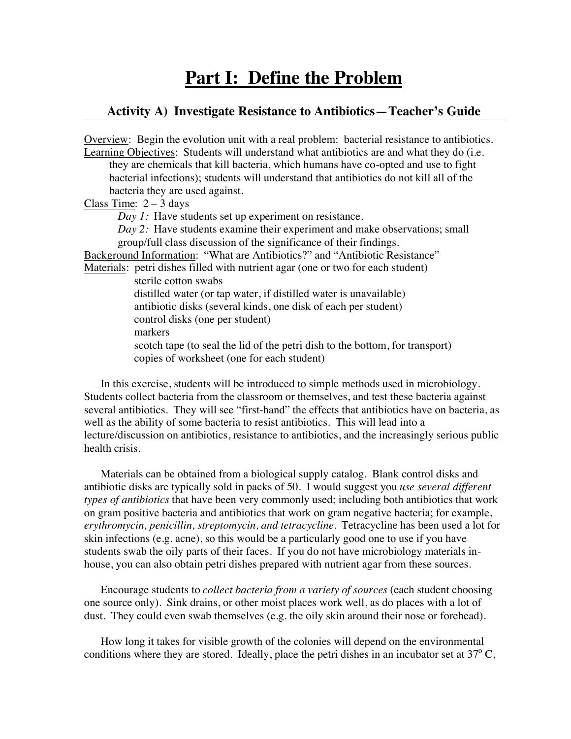# Part I: Define the Problem

## Activity A) Investigate Resistance to Antibiotics—Teacher's Guide

Overview: Begin the evolution unit with a real problem: bacterial resistance to antibiotics.

Learning Objectives: Students will understand what antibiotics are and what they do (i.e. they are chemicals that kill bacteria, which humans have co-opted and use to fight bacterial infections); students will understand that antibiotics do not kill all of the bacteria they are used against.

Class Time: 2 – 3 days

*Day 1:* Have students set up experiment on resistance.

*Day 2:* Have students examine their experiment and make observations; small group/full class discussion of the significance of their findings.

Background Information: "What are Antibiotics?" and "Antibiotic Resistance"

Materials: petri dishes filled with nutrient agar (one or two for each student)
- sterile cotton swabs
- distilled water (or tap water, if distilled water is unavailable)
- antibiotic disks (several kinds, one disk of each per student)
- control disks (one per student)
- markers
- scotch tape (to seal the lid of the petri dish to the bottom, for transport)
- copies of worksheet (one for each student)

In this exercise, students will be introduced to simple methods used in microbiology. Students collect bacteria from the classroom or themselves, and test these bacteria against several antibiotics. They will see "first-hand" the effects that antibiotics have on bacteria, as well as the ability of some bacteria to resist antibiotics. This will lead into a lecture/discussion on antibiotics, resistance to antibiotics, and the increasingly serious public health crisis.

Materials can be obtained from a biological supply catalog. Blank control disks and antibiotic disks are typically sold in packs of 50. I would suggest you *use several different types of antibiotics* that have been very commonly used; including both antibiotics that work on gram positive bacteria and antibiotics that work on gram negative bacteria; for example, *erythromycin, penicillin, streptomycin, and tetracycline.* Tetracycline has been used a lot for skin infections (e.g. acne), so this would be a particularly good one to use if you have students swab the oily parts of their faces. If you do not have microbiology materials in-house, you can also obtain petri dishes prepared with nutrient agar from these sources.

Encourage students to *collect bacteria from a variety of sources* (each student choosing one source only). Sink drains, or other moist places work well, as do places with a lot of dust. They could even swab themselves (e.g. the oily skin around their nose or forehead).

How long it takes for visible growth of the colonies will depend on the environmental conditions where they are stored. Ideally, place the petri dishes in an incubator set at $37^{o}$ C,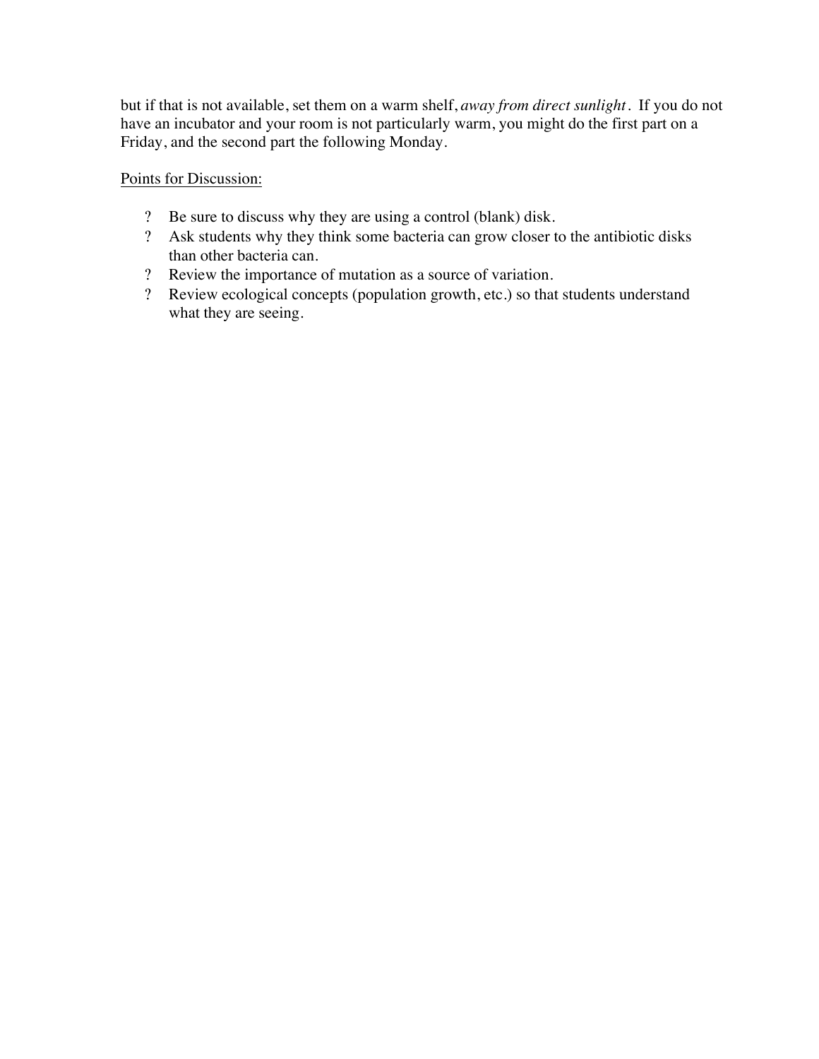but if that is not available, set them on a warm shelf, *away from direct sunlight*. If you do not have an incubator and your room is not particularly warm, you might do the first part on a Friday, and the second part the following Monday.

<u>Points for Discussion:</u>

- Be sure to discuss why they are using a control (blank) disk.
- Ask students why they think some bacteria can grow closer to the antibiotic disks than other bacteria can.
- Review the importance of mutation as a source of variation.
- Review ecological concepts (population growth, etc.) so that students understand what they are seeing.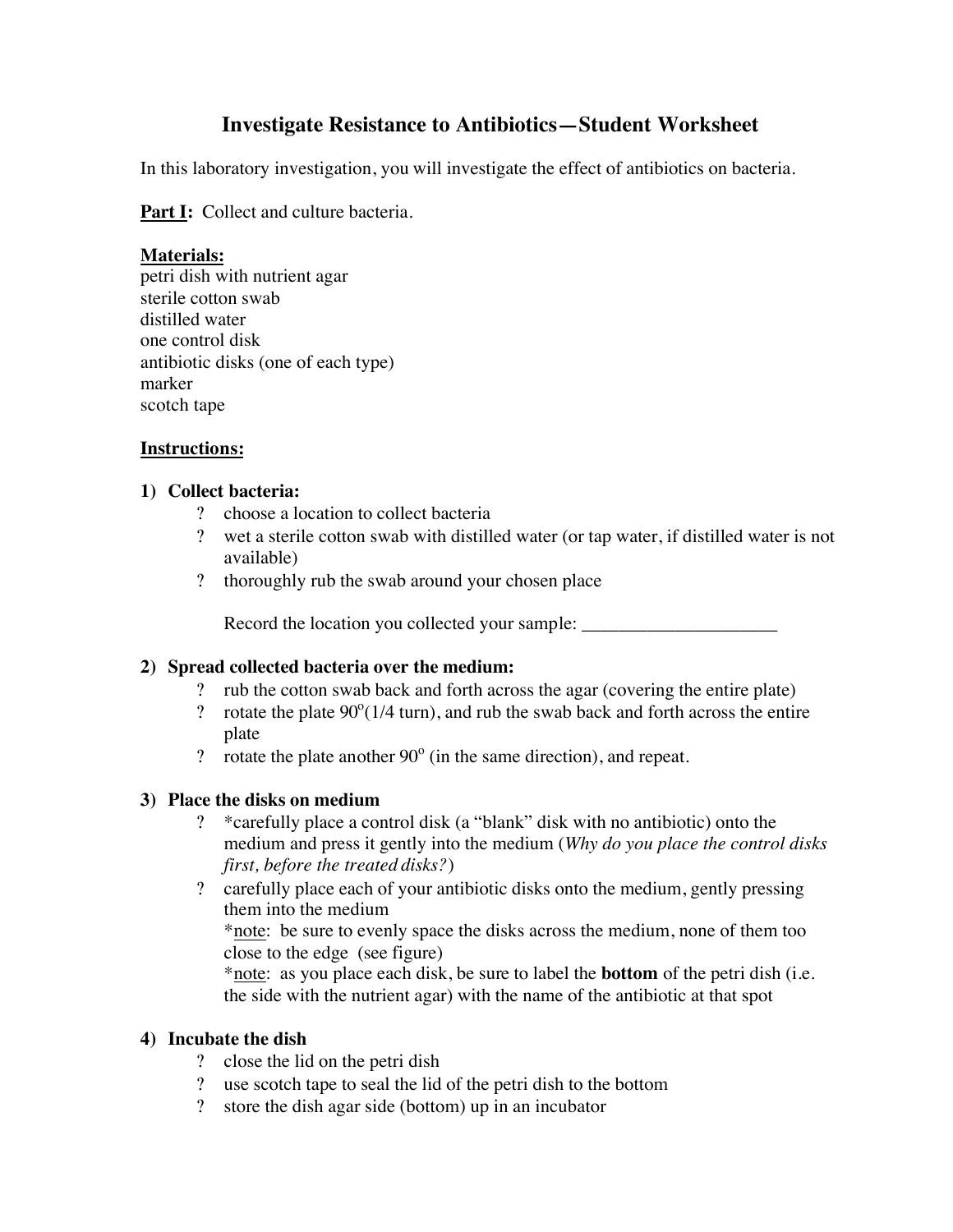# Investigate Resistance to Antibiotics—Student Worksheet

In this laboratory investigation, you will investigate the effect of antibiotics on bacteria.

**Part I:** Collect and culture bacteria.

**Materials:**
petri dish with nutrient agar
sterile cotton swab
distilled water
one control disk
antibiotic disks (one of each type)
marker
scotch tape

**Instructions:**

1) **Collect bacteria:**
   ? choose a location to collect bacteria
   ? wet a sterile cotton swab with distilled water (or tap water, if distilled water is not available)
   ? thoroughly rub the swab around your chosen place

   Record the location you collected your sample: _____________________

2) **Spread collected bacteria over the medium:**
   ? rub the cotton swab back and forth across the agar (covering the entire plate)
   ? rotate the plate $90^o$(1/4 turn), and rub the swab back and forth across the entire plate
   ? rotate the plate another $90^o$ (in the same direction), and repeat.

3) **Place the disks on medium**
   ? *carefully place a control disk (a "blank" disk with no antibiotic) onto the medium and press it gently into the medium (*Why do you place the control disks first, before the treated disks?*)
   ? carefully place each of your antibiotic disks onto the medium, gently pressing them into the medium
   *note: be sure to evenly space the disks across the medium, none of them too close to the edge (see figure)
   *note: as you place each disk, be sure to label the **bottom** of the petri dish (i.e. the side with the nutrient agar) with the name of the antibiotic at that spot

4) **Incubate the dish**
   ? close the lid on the petri dish
   ? use scotch tape to seal the lid of the petri dish to the bottom
   ? store the dish agar side (bottom) up in an incubator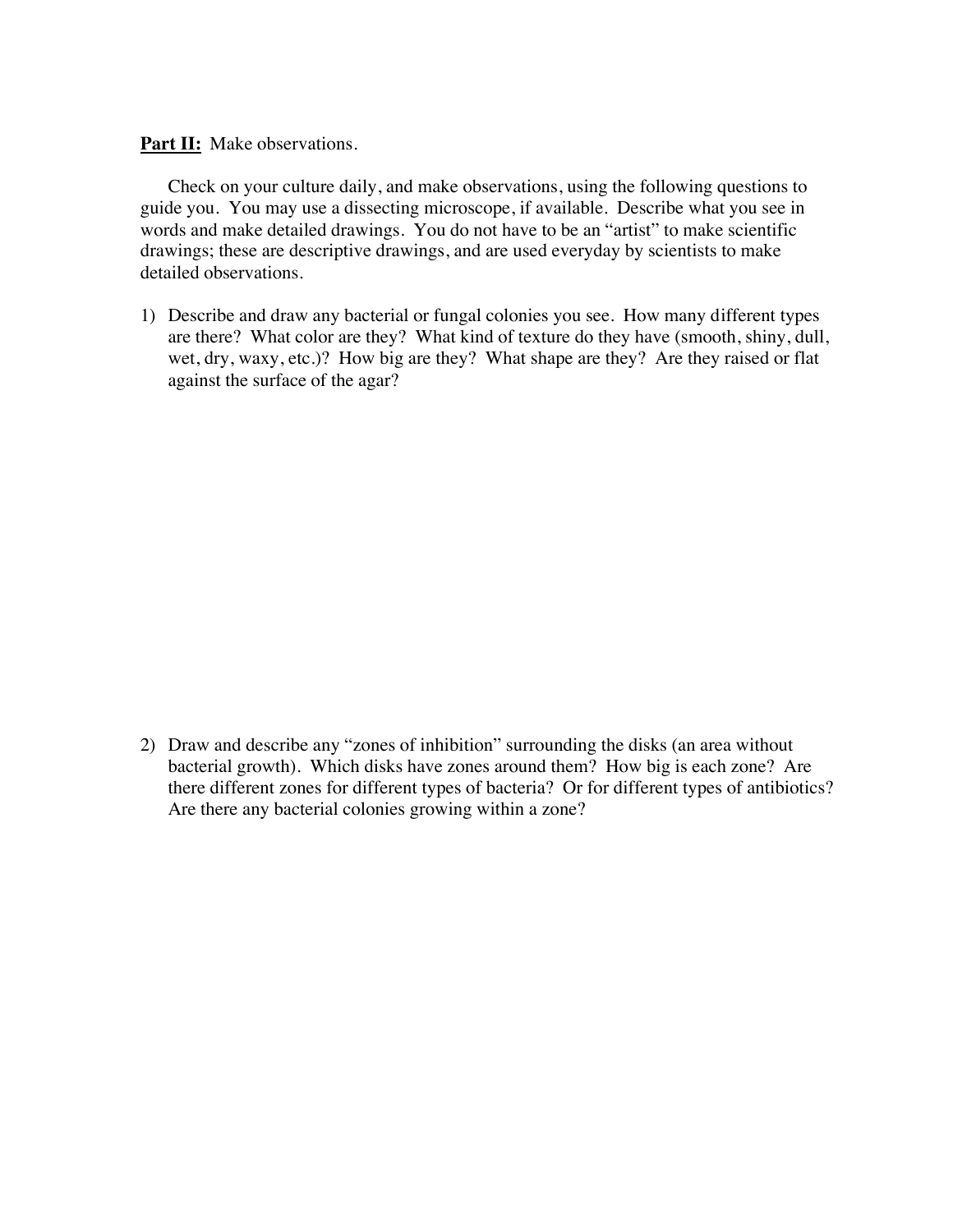**Part II:** Make observations.

Check on your culture daily, and make observations, using the following questions to guide you. You may use a dissecting microscope, if available. Describe what you see in words and make detailed drawings. You do not have to be an "artist" to make scientific drawings; these are descriptive drawings, and are used everyday by scientists to make detailed observations.

1) Describe and draw any bacterial or fungal colonies you see. How many different types are there? What color are they? What kind of texture do they have (smooth, shiny, dull, wet, dry, waxy, etc.)? How big are they? What shape are they? Are they raised or flat against the surface of the agar?

2) Draw and describe any "zones of inhibition" surrounding the disks (an area without bacterial growth). Which disks have zones around them? How big is each zone? Are there different zones for different types of bacteria? Or for different types of antibiotics? Are there any bacterial colonies growing within a zone?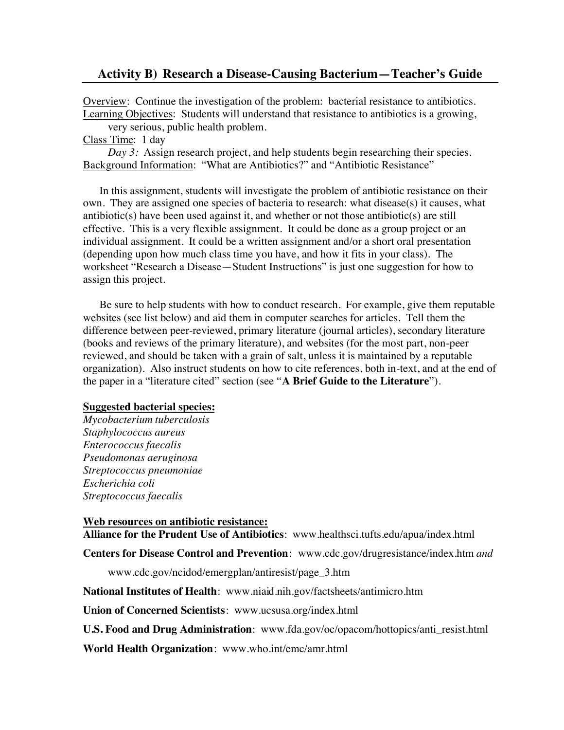## Activity B) Research a Disease-Causing Bacterium—Teacher's Guide

Overview: Continue the investigation of the problem: bacterial resistance to antibiotics.
Learning Objectives: Students will understand that resistance to antibiotics is a growing, very serious, public health problem.
Class Time: 1 day
*Day 3:* Assign research project, and help students begin researching their species.
Background Information: "What are Antibiotics?" and "Antibiotic Resistance"

In this assignment, students will investigate the problem of antibiotic resistance on their own. They are assigned one species of bacteria to research: what disease(s) it causes, what antibiotic(s) have been used against it, and whether or not those antibiotic(s) are still effective. This is a very flexible assignment. It could be done as a group project or an individual assignment. It could be a written assignment and/or a short oral presentation (depending upon how much class time you have, and how it fits in your class). The worksheet "Research a Disease—Student Instructions" is just one suggestion for how to assign this project.

Be sure to help students with how to conduct research. For example, give them reputable websites (see list below) and aid them in computer searches for articles. Tell them the difference between peer-reviewed, primary literature (journal articles), secondary literature (books and reviews of the primary literature), and websites (for the most part, non-peer reviewed, and should be taken with a grain of salt, unless it is maintained by a reputable organization). Also instruct students on how to cite references, both in-text, and at the end of the paper in a "literature cited" section (see "**A Brief Guide to the Literature**").

**Suggested bacterial species:**

*Mycobacterium tuberculosis*
*Staphylococcus aureus*
*Enterococcus faecalis*
*Pseudomonas aeruginosa*
*Streptococcus pneumoniae*
*Escherichia coli*
*Streptococcus faecalis*

**Web resources on antibiotic resistance:**

**Alliance for the Prudent Use of Antibiotics**: www.healthsci.tufts.edu/apua/index.html

**Centers for Disease Control and Prevention**: www.cdc.gov/drugresistance/index.htm *and* www.cdc.gov/ncidod/emergplan/antiresist/page_3.htm

**National Institutes of Health**: www.niaid.nih.gov/factsheets/antimicro.htm

**Union of Concerned Scientists**: www.ucsusa.org/index.html

**U.S. Food and Drug Administration**: www.fda.gov/oc/opacom/hottopics/anti_resist.html

**World Health Organization**: www.who.int/emc/amr.html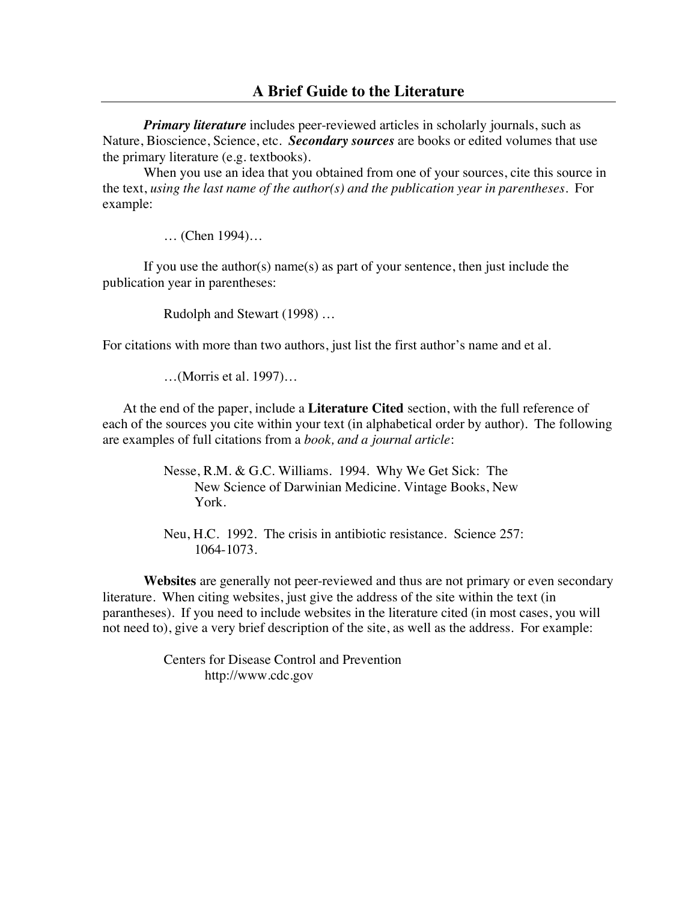## A Brief Guide to the Literature

***Primary literature*** includes peer-reviewed articles in scholarly journals, such as Nature, Bioscience, Science, etc. ***Secondary sources*** are books or edited volumes that use the primary literature (e.g. textbooks).

When you use an idea that you obtained from one of your sources, cite this source in the text, *using the last name of the author(s) and the publication year in parentheses*. For example:

> … (Chen 1994)…

If you use the author(s) name(s) as part of your sentence, then just include the publication year in parentheses:

> Rudolph and Stewart (1998) …

For citations with more than two authors, just list the first author's name and et al.

> …(Morris et al. 1997)…

At the end of the paper, include a **Literature Cited** section, with the full reference of each of the sources you cite within your text (in alphabetical order by author). The following are examples of full citations from a *book, and a journal article*:

> Nesse, R.M. & G.C. Williams. 1994. Why We Get Sick: The New Science of Darwinian Medicine. Vintage Books, New York.

> Neu, H.C. 1992. The crisis in antibiotic resistance. Science 257: 1064-1073.

**Websites** are generally not peer-reviewed and thus are not primary or even secondary literature. When citing websites, just give the address of the site within the text (in parantheses). If you need to include websites in the literature cited (in most cases, you will not need to), give a very brief description of the site, as well as the address. For example:

> Centers for Disease Control and Prevention
> http://www.cdc.gov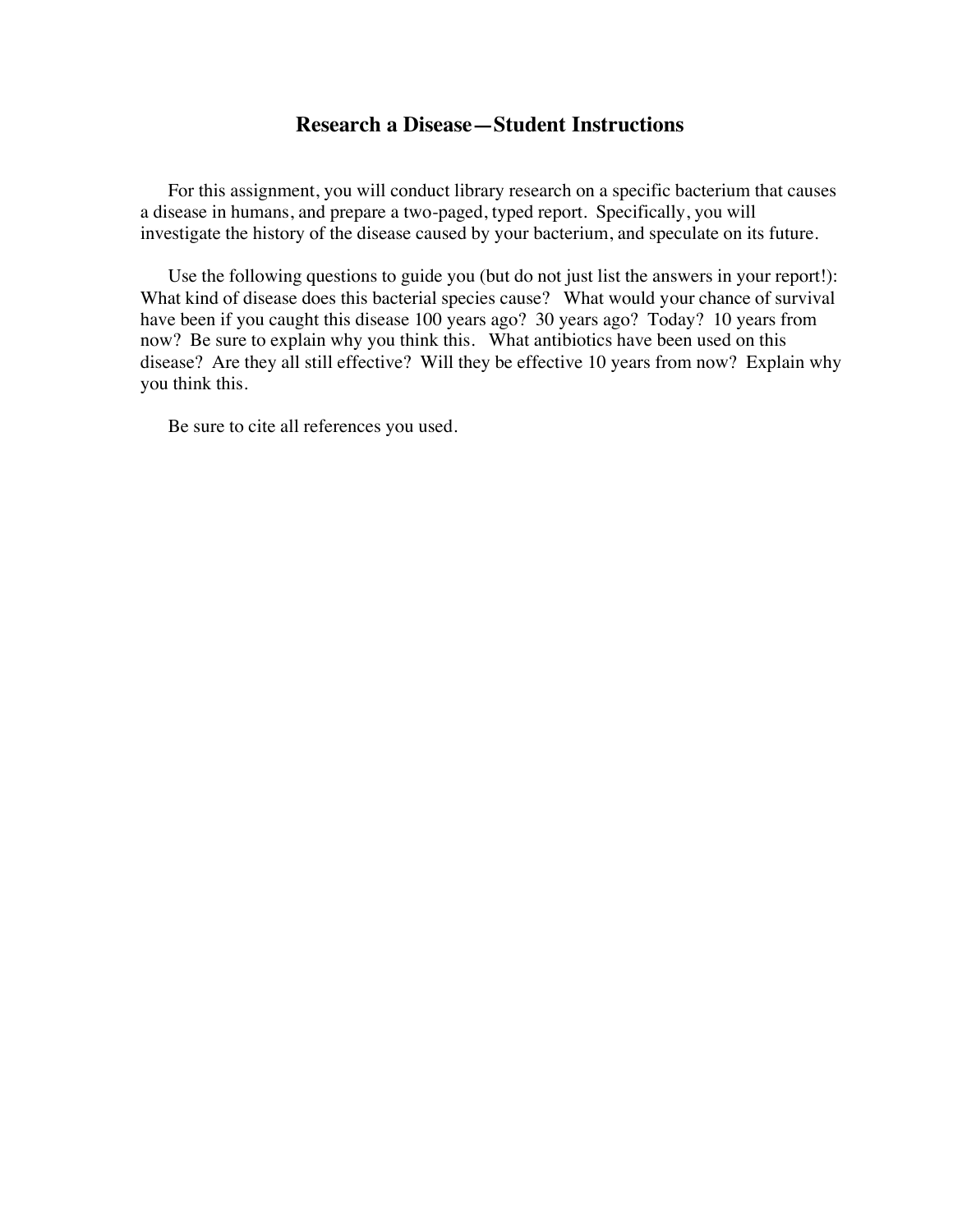# Research a Disease—Student Instructions

For this assignment, you will conduct library research on a specific bacterium that causes a disease in humans, and prepare a two-paged, typed report. Specifically, you will investigate the history of the disease caused by your bacterium, and speculate on its future.

Use the following questions to guide you (but do not just list the answers in your report!): What kind of disease does this bacterial species cause? What would your chance of survival have been if you caught this disease 100 years ago? 30 years ago? Today? 10 years from now? Be sure to explain why you think this. What antibiotics have been used on this disease? Are they all still effective? Will they be effective 10 years from now? Explain why you think this.

Be sure to cite all references you used.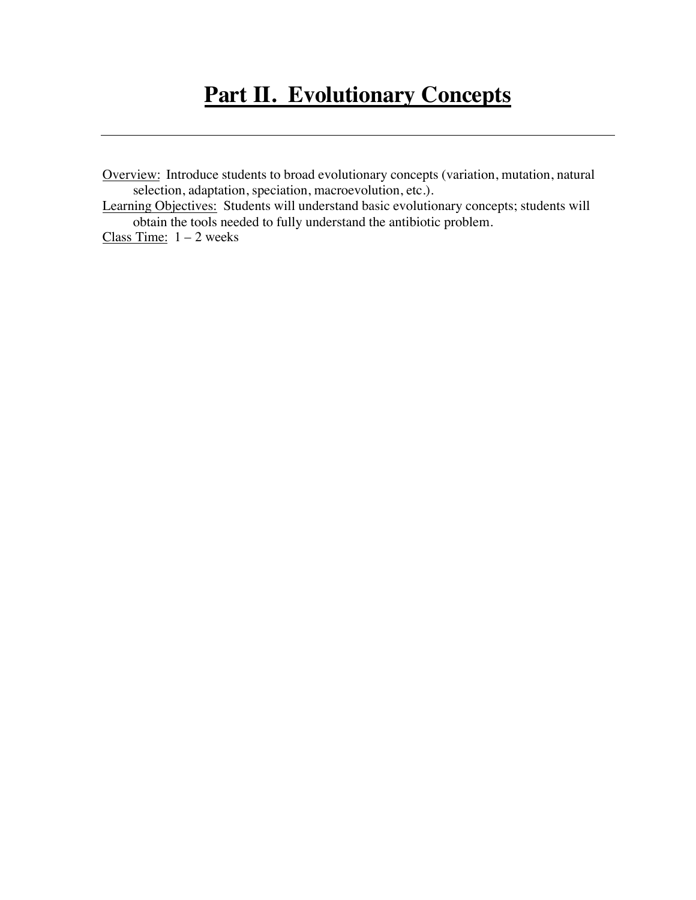# Part II. Evolutionary Concepts

---

Overview: Introduce students to broad evolutionary concepts (variation, mutation, natural selection, adaptation, speciation, macroevolution, etc.).

Learning Objectives: Students will understand basic evolutionary concepts; students will obtain the tools needed to fully understand the antibiotic problem.

Class Time: 1 – 2 weeks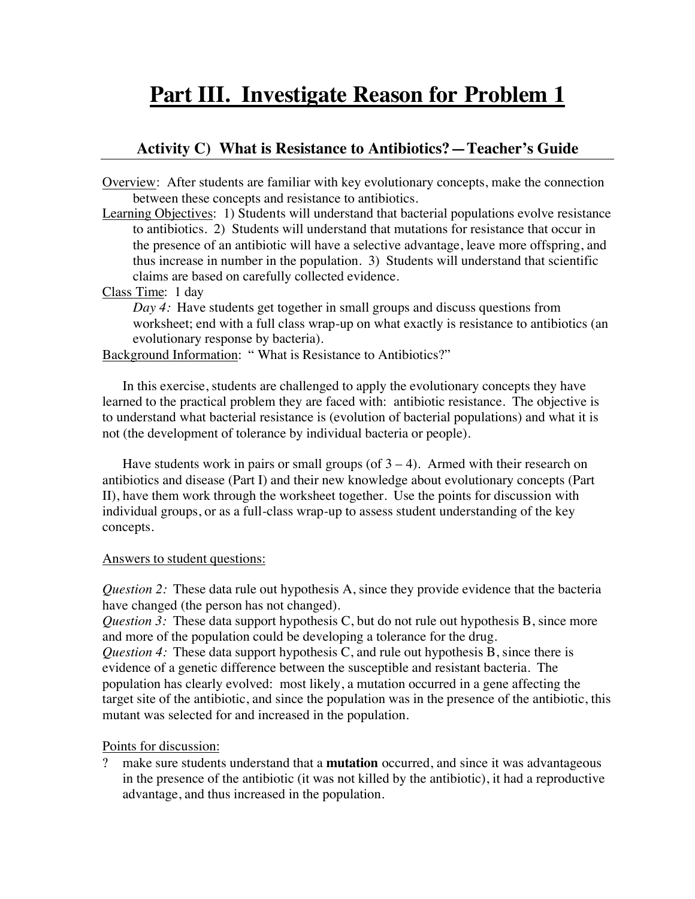# Part III. Investigate Reason for Problem 1

## Activity C) What is Resistance to Antibiotics?—Teacher's Guide

Overview: After students are familiar with key evolutionary concepts, make the connection between these concepts and resistance to antibiotics.

Learning Objectives: 1) Students will understand that bacterial populations evolve resistance to antibiotics. 2) Students will understand that mutations for resistance that occur in the presence of an antibiotic will have a selective advantage, leave more offspring, and thus increase in number in the population. 3) Students will understand that scientific claims are based on carefully collected evidence.

Class Time: 1 day

*Day 4:* Have students get together in small groups and discuss questions from worksheet; end with a full class wrap-up on what exactly is resistance to antibiotics (an evolutionary response by bacteria).

Background Information: " What is Resistance to Antibiotics?"

In this exercise, students are challenged to apply the evolutionary concepts they have learned to the practical problem they are faced with: antibiotic resistance. The objective is to understand what bacterial resistance is (evolution of bacterial populations) and what it is not (the development of tolerance by individual bacteria or people).

Have students work in pairs or small groups (of 3 – 4). Armed with their research on antibiotics and disease (Part I) and their new knowledge about evolutionary concepts (Part II), have them work through the worksheet together. Use the points for discussion with individual groups, or as a full-class wrap-up to assess student understanding of the key concepts.

Answers to student questions:

*Question 2:* These data rule out hypothesis A, since they provide evidence that the bacteria have changed (the person has not changed).
*Question 3:* These data support hypothesis C, but do not rule out hypothesis B, since more and more of the population could be developing a tolerance for the drug.
*Question 4:* These data support hypothesis C, and rule out hypothesis B, since there is evidence of a genetic difference between the susceptible and resistant bacteria. The population has clearly evolved: most likely, a mutation occurred in a gene affecting the target site of the antibiotic, and since the population was in the presence of the antibiotic, this mutant was selected for and increased in the population.

Points for discussion:

? make sure students understand that a **mutation** occurred, and since it was advantageous in the presence of the antibiotic (it was not killed by the antibiotic), it had a reproductive advantage, and thus increased in the population.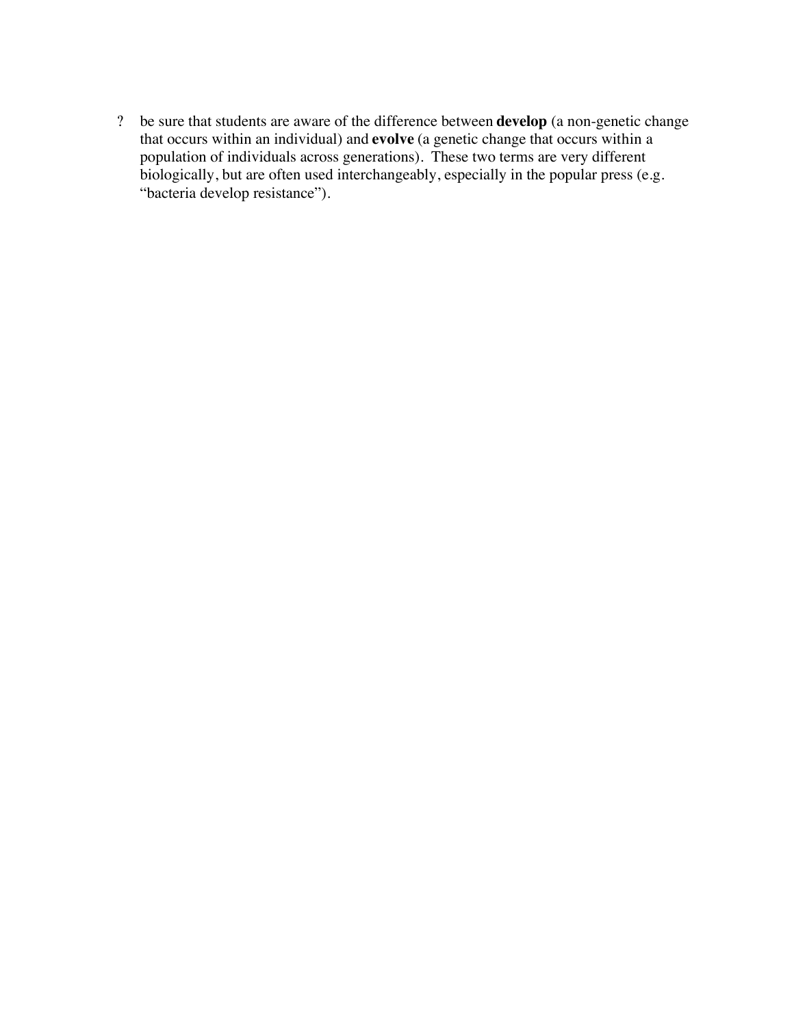? be sure that students are aware of the difference between **develop** (a non-genetic change that occurs within an individual) and **evolve** (a genetic change that occurs within a population of individuals across generations). These two terms are very different biologically, but are often used interchangeably, especially in the popular press (e.g. "bacteria develop resistance").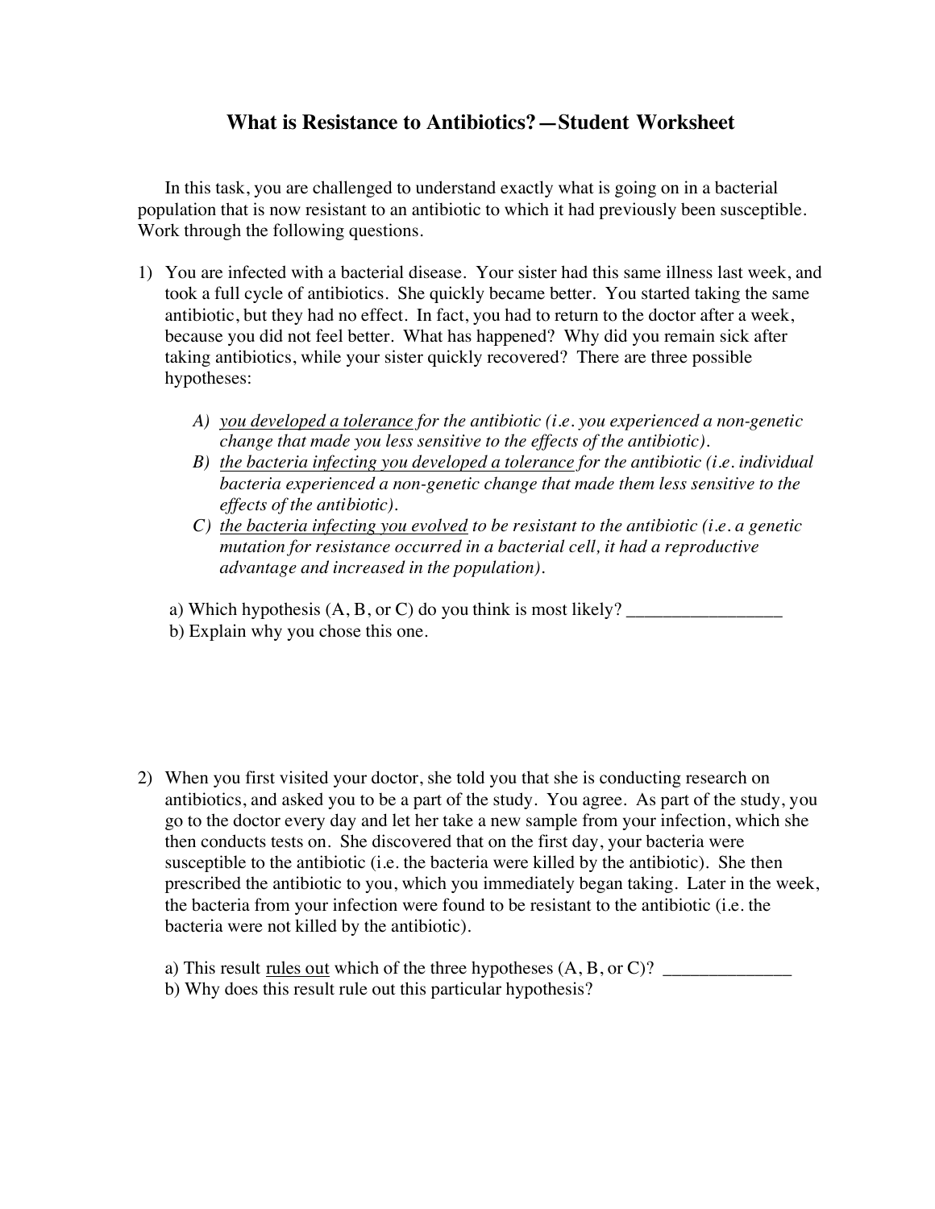# What is Resistance to Antibiotics?—Student Worksheet

In this task, you are challenged to understand exactly what is going on in a bacterial population that is now resistant to an antibiotic to which it had previously been susceptible. Work through the following questions.

1) You are infected with a bacterial disease. Your sister had this same illness last week, and took a full cycle of antibiotics. She quickly became better. You started taking the same antibiotic, but they had no effect. In fact, you had to return to the doctor after a week, because you did not feel better. What has happened? Why did you remain sick after taking antibiotics, while your sister quickly recovered? There are three possible hypotheses:

   *A) <u>you developed a tolerance</u> for the antibiotic (i.e. you experienced a non-genetic change that made you less sensitive to the effects of the antibiotic).*
   *B) <u>the bacteria infecting you developed a tolerance</u> for the antibiotic (i.e. individual bacteria experienced a non-genetic change that made them less sensitive to the effects of the antibiotic).*
   *C) <u>the bacteria infecting you evolved</u> to be resistant to the antibiotic (i.e. a genetic mutation for resistance occurred in a bacterial cell, it had a reproductive advantage and increased in the population).*

   a) Which hypothesis (A, B, or C) do you think is most likely? _________________
   b) Explain why you chose this one.

2) When you first visited your doctor, she told you that she is conducting research on antibiotics, and asked you to be a part of the study. You agree. As part of the study, you go to the doctor every day and let her take a new sample from your infection, which she then conducts tests on. She discovered that on the first day, your bacteria were susceptible to the antibiotic (i.e. the bacteria were killed by the antibiotic). She then prescribed the antibiotic to you, which you immediately began taking. Later in the week, the bacteria from your infection were found to be resistant to the antibiotic (i.e. the bacteria were not killed by the antibiotic).

   a) This result <u>rules out</u> which of the three hypotheses (A, B, or C)? ______________
   b) Why does this result rule out this particular hypothesis?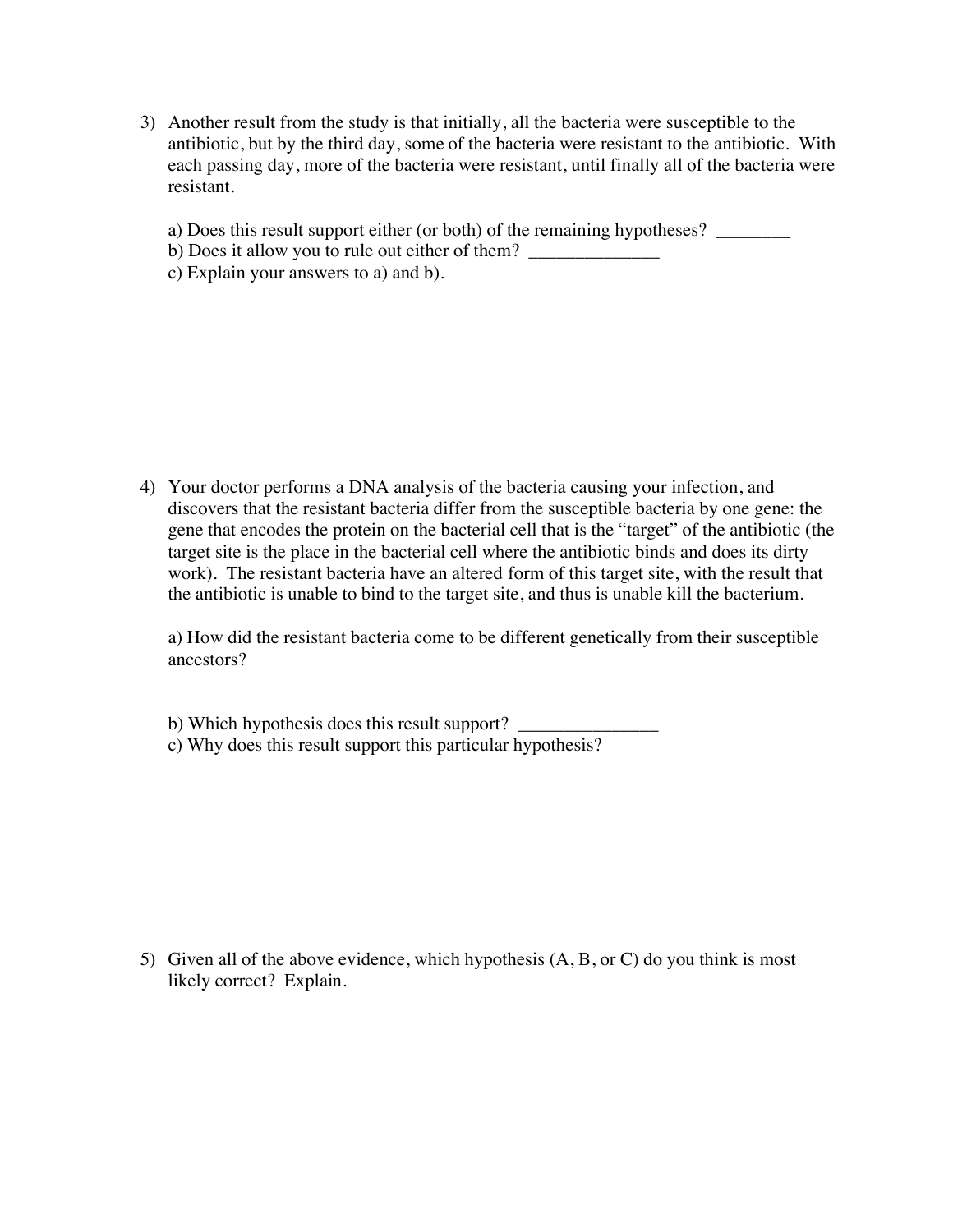3) Another result from the study is that initially, all the bacteria were susceptible to the antibiotic, but by the third day, some of the bacteria were resistant to the antibiotic. With each passing day, more of the bacteria were resistant, until finally all of the bacteria were resistant.

   a) Does this result support either (or both) of the remaining hypotheses? ________
   b) Does it allow you to rule out either of them? ______________
   c) Explain your answers to a) and b).

4) Your doctor performs a DNA analysis of the bacteria causing your infection, and discovers that the resistant bacteria differ from the susceptible bacteria by one gene: the gene that encodes the protein on the bacterial cell that is the "target" of the antibiotic (the target site is the place in the bacterial cell where the antibiotic binds and does its dirty work). The resistant bacteria have an altered form of this target site, with the result that the antibiotic is unable to bind to the target site, and thus is unable kill the bacterium.

   a) How did the resistant bacteria come to be different genetically from their susceptible ancestors?

   b) Which hypothesis does this result support? _______________
   c) Why does this result support this particular hypothesis?

5) Given all of the above evidence, which hypothesis (A, B, or C) do you think is most likely correct? Explain.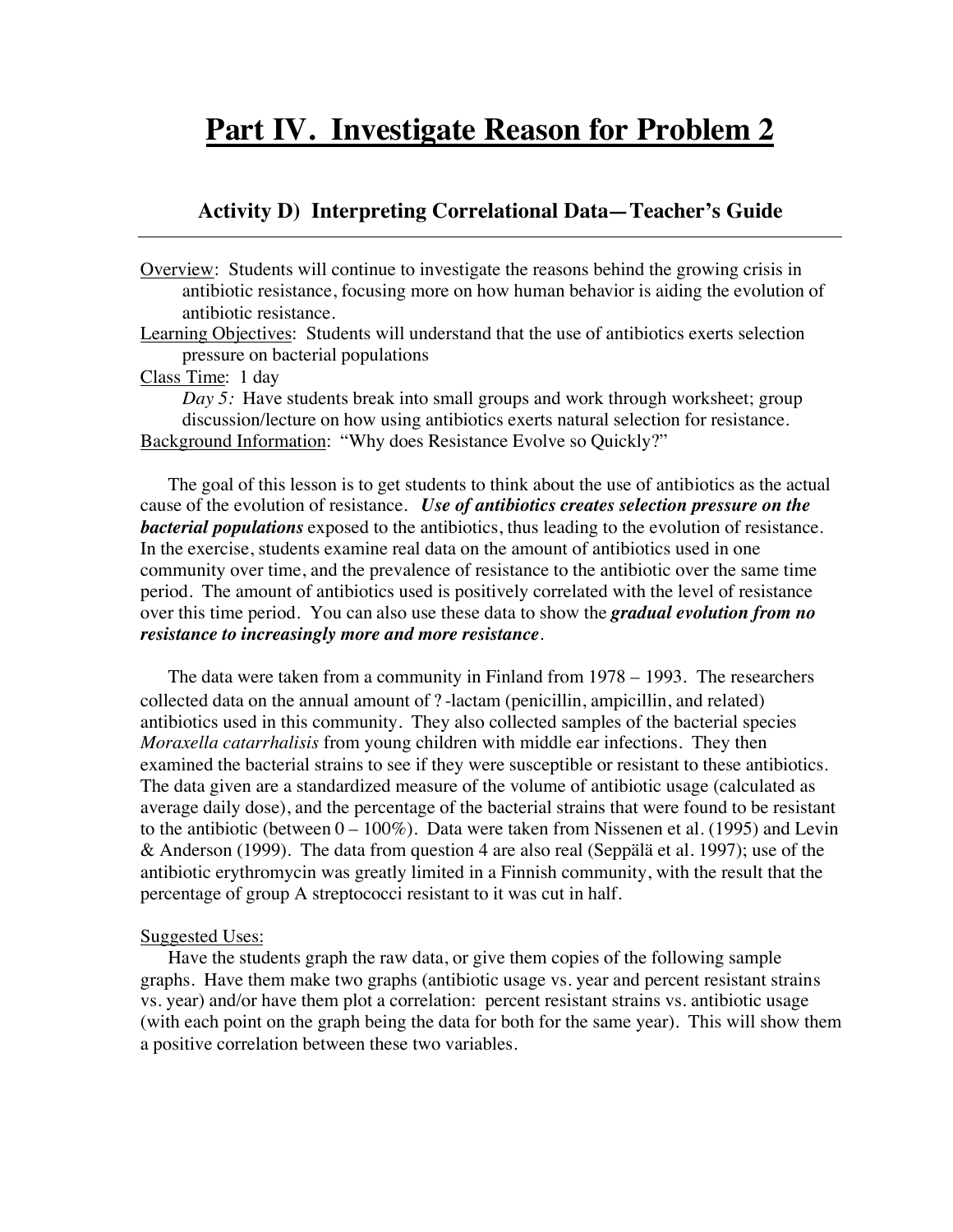# Part IV. Investigate Reason for Problem 2

## Activity D) Interpreting Correlational Data—Teacher's Guide

---

Overview: Students will continue to investigate the reasons behind the growing crisis in antibiotic resistance, focusing more on how human behavior is aiding the evolution of antibiotic resistance.

Learning Objectives: Students will understand that the use of antibiotics exerts selection pressure on bacterial populations

Class Time: 1 day

*Day 5:* Have students break into small groups and work through worksheet; group discussion/lecture on how using antibiotics exerts natural selection for resistance.

Background Information: "Why does Resistance Evolve so Quickly?"

The goal of this lesson is to get students to think about the use of antibiotics as the actual cause of the evolution of resistance. ***Use of antibiotics creates selection pressure on the bacterial populations*** exposed to the antibiotics, thus leading to the evolution of resistance. In the exercise, students examine real data on the amount of antibiotics used in one community over time, and the prevalence of resistance to the antibiotic over the same time period. The amount of antibiotics used is positively correlated with the level of resistance over this time period. You can also use these data to show the ***gradual evolution from no resistance to increasingly more and more resistance***.

The data were taken from a community in Finland from 1978 – 1993. The researchers collected data on the annual amount of ?-lactam (penicillin, ampicillin, and related) antibiotics used in this community. They also collected samples of the bacterial species *Moraxella catarrhalisis* from young children with middle ear infections. They then examined the bacterial strains to see if they were susceptible or resistant to these antibiotics. The data given are a standardized measure of the volume of antibiotic usage (calculated as average daily dose), and the percentage of the bacterial strains that were found to be resistant to the antibiotic (between 0 – 100%). Data were taken from Nissenen et al. (1995) and Levin & Anderson (1999). The data from question 4 are also real (Seppälä et al. 1997); use of the antibiotic erythromycin was greatly limited in a Finnish community, with the result that the percentage of group A streptococci resistant to it was cut in half.

Suggested Uses:

Have the students graph the raw data, or give them copies of the following sample graphs. Have them make two graphs (antibiotic usage vs. year and percent resistant strains vs. year) and/or have them plot a correlation: percent resistant strains vs. antibiotic usage (with each point on the graph being the data for both for the same year). This will show them a positive correlation between these two variables.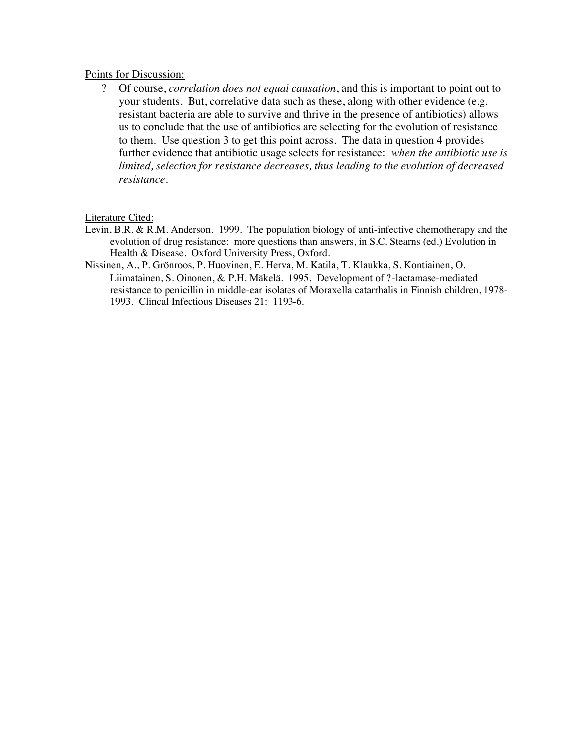Points for Discussion:

- ? Of course, *correlation does not equal causation*, and this is important to point out to your students. But, correlative data such as these, along with other evidence (e.g. resistant bacteria are able to survive and thrive in the presence of antibiotics) allows us to conclude that the use of antibiotics are selecting for the evolution of resistance to them. Use question 3 to get this point across. The data in question 4 provides further evidence that antibiotic usage selects for resistance: *when the antibiotic use is limited, selection for resistance decreases, thus leading to the evolution of decreased resistance*.

Literature Cited:

Levin, B.R. & R.M. Anderson. 1999. The population biology of anti-infective chemotherapy and the evolution of drug resistance: more questions than answers, in S.C. Stearns (ed.) Evolution in Health & Disease. Oxford University Press, Oxford.

Nissinen, A., P. Grönroos, P. Huovinen, E. Herva, M. Katila, T. Klaukka, S. Kontiainen, O. Liimatainen, S. Oinonen, & P.H. Mäkelä. 1995. Development of ?-lactamase-mediated resistance to penicillin in middle-ear isolates of Moraxella catarrhalis in Finnish children, 1978-1993. Clincal Infectious Diseases 21: 1193-6.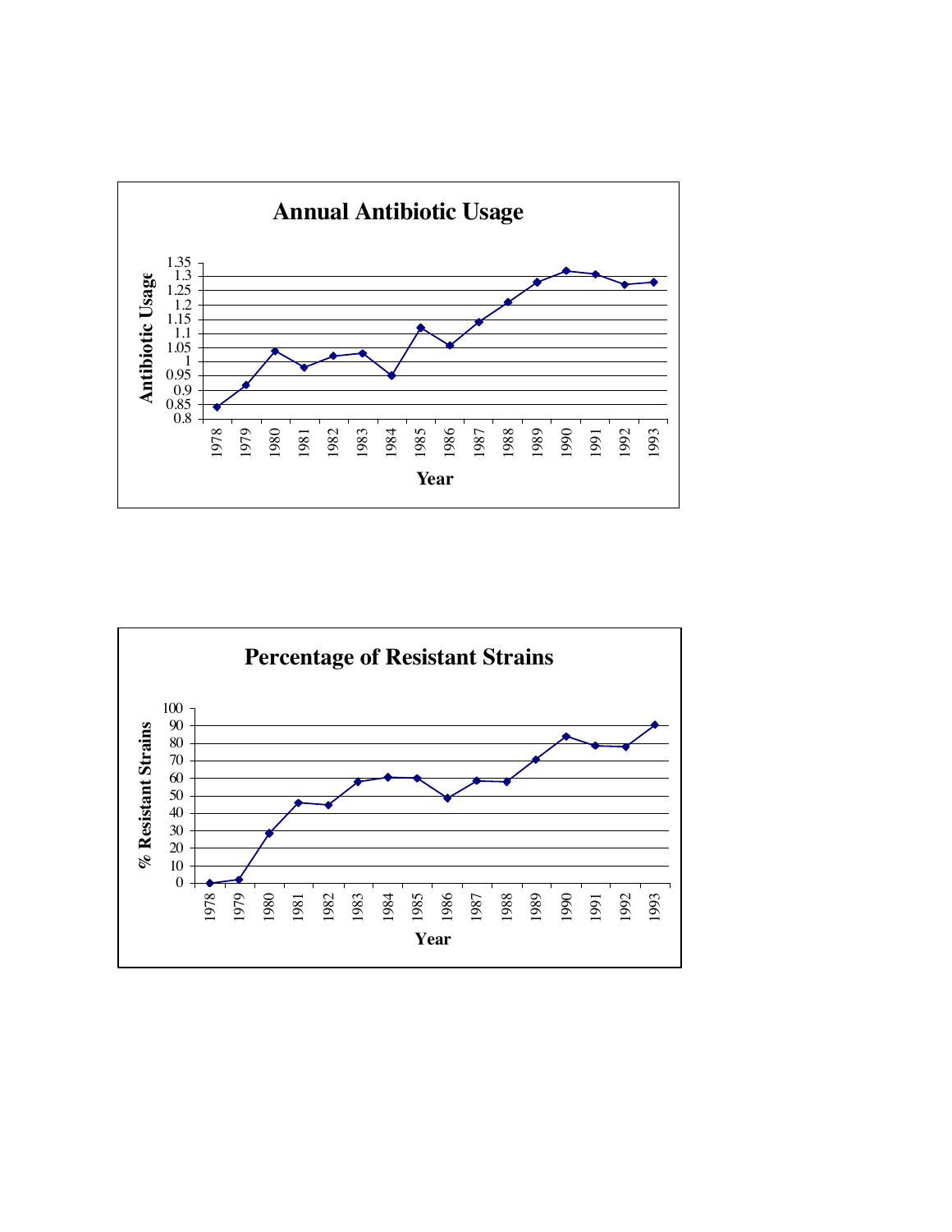**Annual Antibiotic Usage**

Antibiotic Usage

1.35
1.3
1.25
1.2
1.15
1.1
1.05
1
0.95
0.9
0.85
0.8

1978 1979 1980 1981 1982 1983 1984 1985 1986 1987 1988 1989 1990 1991 1992 1993

Year

**Percentage of Resistant Strains**

% Resistant Strains

100
90
80
70
60
50
40
30
20
10
0

1978 1979 1980 1981 1982 1983 1984 1985 1986 1987 1988 1989 1990 1991 1992 1993

Year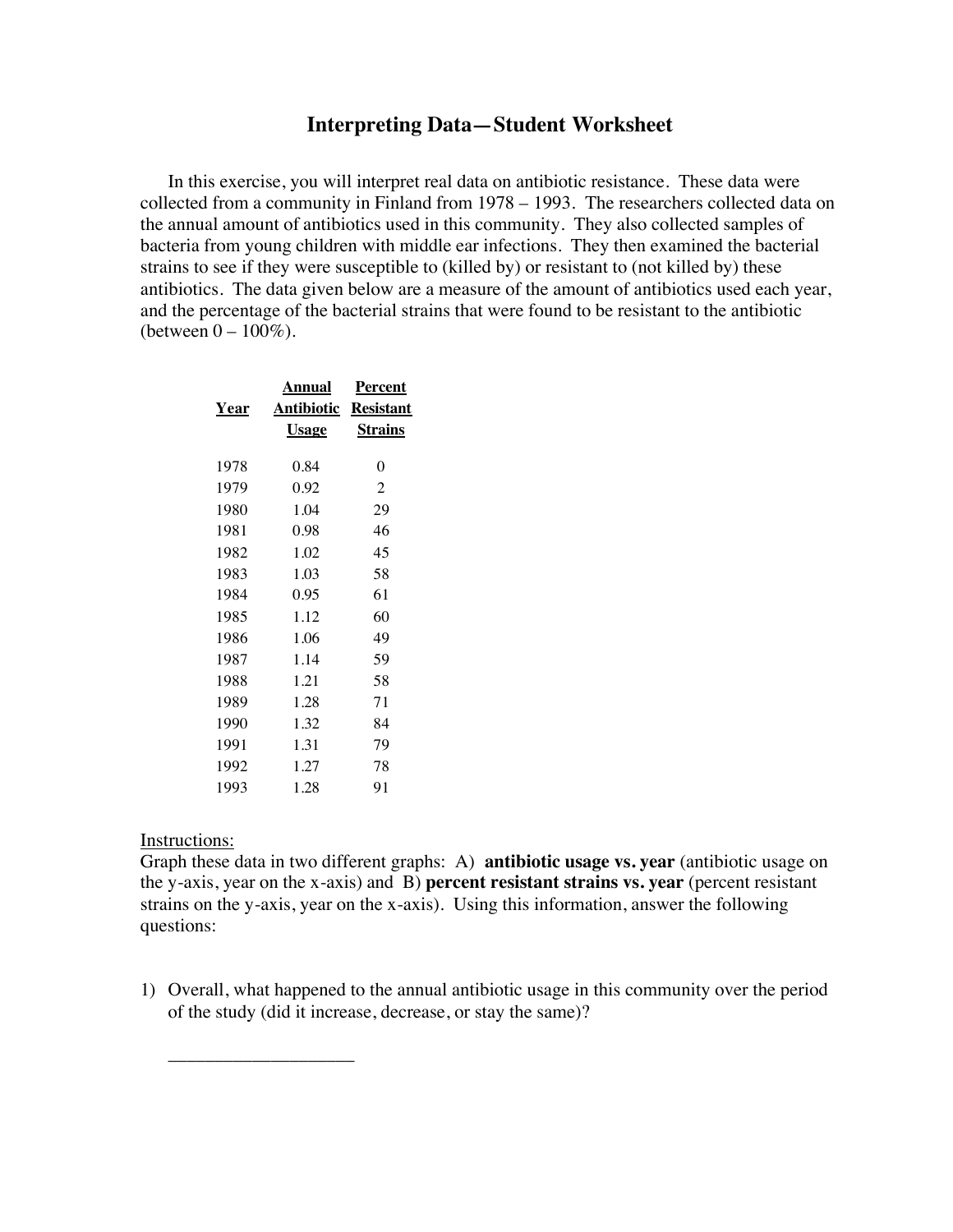# Interpreting Data—Student Worksheet

In this exercise, you will interpret real data on antibiotic resistance. These data were collected from a community in Finland from 1978 – 1993. The researchers collected data on the annual amount of antibiotics used in this community. They also collected samples of bacteria from young children with middle ear infections. They then examined the bacterial strains to see if they were susceptible to (killed by) or resistant to (not killed by) these antibiotics. The data given below are a measure of the amount of antibiotics used each year, and the percentage of the bacterial strains that were found to be resistant to the antibiotic (between 0 – 100%).

| Year | Annual Antibiotic Usage | Percent Resistant Strains |
|---|---|---|
| 1978 | 0.84 | 0 |
| 1979 | 0.92 | 2 |
| 1980 | 1.04 | 29 |
| 1981 | 0.98 | 46 |
| 1982 | 1.02 | 45 |
| 1983 | 1.03 | 58 |
| 1984 | 0.95 | 61 |
| 1985 | 1.12 | 60 |
| 1986 | 1.06 | 49 |
| 1987 | 1.14 | 59 |
| 1988 | 1.21 | 58 |
| 1989 | 1.28 | 71 |
| 1990 | 1.32 | 84 |
| 1991 | 1.31 | 79 |
| 1992 | 1.27 | 78 |
| 1993 | 1.28 | 91 |

Instructions:

Graph these data in two different graphs: A) **antibiotic usage vs. year** (antibiotic usage on the y-axis, year on the x-axis) and B) **percent resistant strains vs. year** (percent resistant strains on the y-axis, year on the x-axis). Using this information, answer the following questions:

1) Overall, what happened to the annual antibiotic usage in this community over the period of the study (did it increase, decrease, or stay the same)?

____________________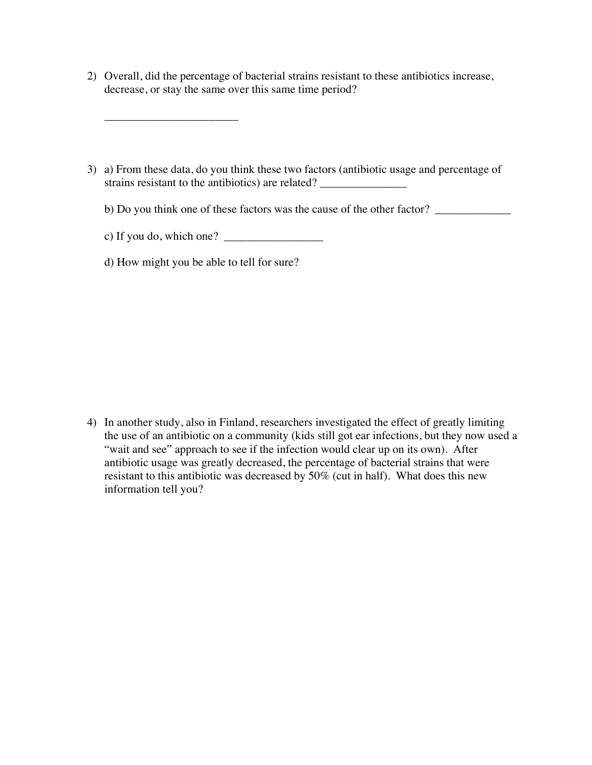2) Overall, did the percentage of bacterial strains resistant to these antibiotics increase, decrease, or stay the same over this same time period?

   ______________________

3) a) From these data, do you think these two factors (antibiotic usage and percentage of strains resistant to the antibiotics) are related? _______________

   b) Do you think one of these factors was the cause of the other factor? _____________

   c) If you do, which one? _________________

   d) How might you be able to tell for sure?

4) In another study, also in Finland, researchers investigated the effect of greatly limiting the use of an antibiotic on a community (kids still got ear infections, but they now used a "wait and see" approach to see if the infection would clear up on its own). After antibiotic usage was greatly decreased, the percentage of bacterial strains that were resistant to this antibiotic was decreased by 50% (cut in half). What does this new information tell you?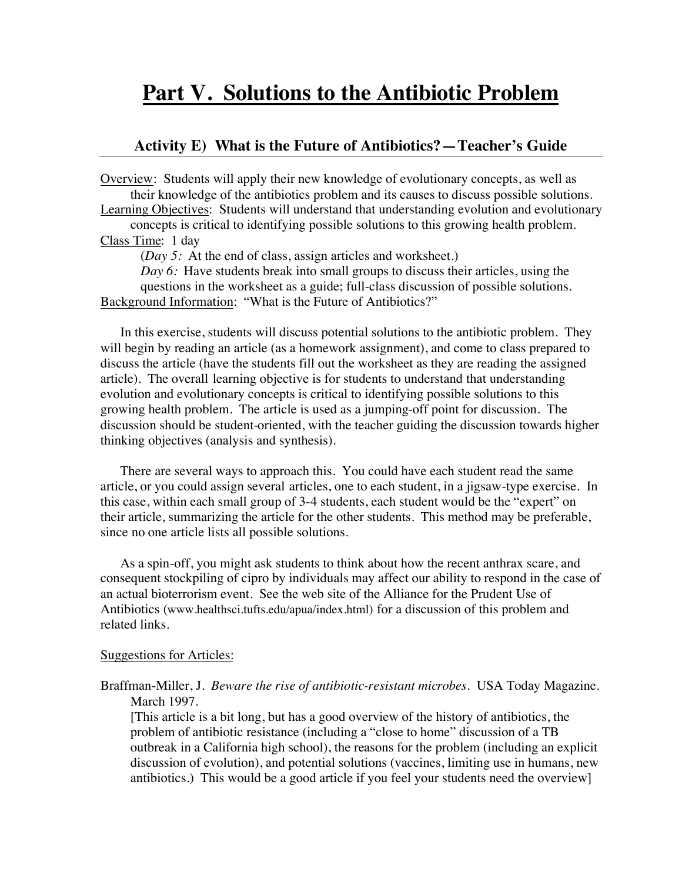# Part V. Solutions to the Antibiotic Problem

## Activity E) What is the Future of Antibiotics?—Teacher's Guide

Overview: Students will apply their new knowledge of evolutionary concepts, as well as their knowledge of the antibiotics problem and its causes to discuss possible solutions.

Learning Objectives: Students will understand that understanding evolution and evolutionary concepts is critical to identifying possible solutions to this growing health problem.

Class Time: 1 day

(*Day 5:* At the end of class, assign articles and worksheet.)

*Day 6:* Have students break into small groups to discuss their articles, using the questions in the worksheet as a guide; full-class discussion of possible solutions.

Background Information: "What is the Future of Antibiotics?"

In this exercise, students will discuss potential solutions to the antibiotic problem. They will begin by reading an article (as a homework assignment), and come to class prepared to discuss the article (have the students fill out the worksheet as they are reading the assigned article). The overall learning objective is for students to understand that understanding evolution and evolutionary concepts is critical to identifying possible solutions to this growing health problem. The article is used as a jumping-off point for discussion. The discussion should be student-oriented, with the teacher guiding the discussion towards higher thinking objectives (analysis and synthesis).

There are several ways to approach this. You could have each student read the same article, or you could assign several articles, one to each student, in a jigsaw-type exercise. In this case, within each small group of 3-4 students, each student would be the "expert" on their article, summarizing the article for the other students. This method may be preferable, since no one article lists all possible solutions.

As a spin-off, you might ask students to think about how the recent anthrax scare, and consequent stockpiling of cipro by individuals may affect our ability to respond in the case of an actual bioterrorism event. See the web site of the Alliance for the Prudent Use of Antibiotics (www.healthsci.tufts.edu/apua/index.html) for a discussion of this problem and related links.

Suggestions for Articles:

Braffman-Miller, J. *Beware the rise of antibiotic-resistant microbes*. USA Today Magazine. March 1997.
[This article is a bit long, but has a good overview of the history of antibiotics, the problem of antibiotic resistance (including a "close to home" discussion of a TB outbreak in a California high school), the reasons for the problem (including an explicit discussion of evolution), and potential solutions (vaccines, limiting use in humans, new antibiotics.) This would be a good article if you feel your students need the overview]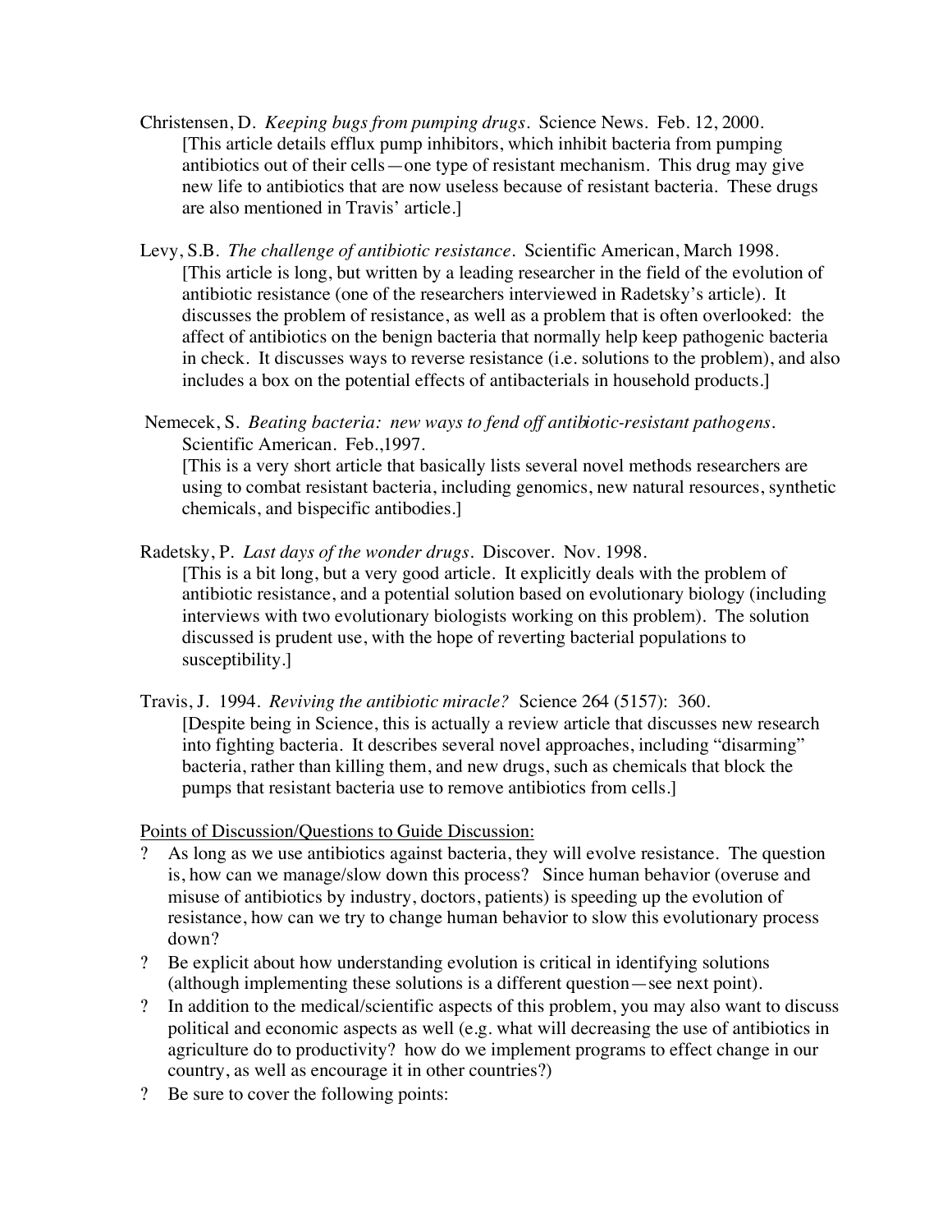Christensen, D. *Keeping bugs from pumping drugs*. Science News. Feb. 12, 2000.
[This article details efflux pump inhibitors, which inhibit bacteria from pumping antibiotics out of their cells—one type of resistant mechanism. This drug may give new life to antibiotics that are now useless because of resistant bacteria. These drugs are also mentioned in Travis' article.]

Levy, S.B. *The challenge of antibiotic resistance*. Scientific American, March 1998.
[This article is long, but written by a leading researcher in the field of the evolution of antibiotic resistance (one of the researchers interviewed in Radetsky's article). It discusses the problem of resistance, as well as a problem that is often overlooked: the affect of antibiotics on the benign bacteria that normally help keep pathogenic bacteria in check. It discusses ways to reverse resistance (i.e. solutions to the problem), and also includes a box on the potential effects of antibacterials in household products.]

Nemecek, S. *Beating bacteria: new ways to fend off antibiotic-resistant pathogens*. Scientific American. Feb.,1997.
[This is a very short article that basically lists several novel methods researchers are using to combat resistant bacteria, including genomics, new natural resources, synthetic chemicals, and bispecific antibodies.]

Radetsky, P. *Last days of the wonder drugs*. Discover. Nov. 1998.
[This is a bit long, but a very good article. It explicitly deals with the problem of antibiotic resistance, and a potential solution based on evolutionary biology (including interviews with two evolutionary biologists working on this problem). The solution discussed is prudent use, with the hope of reverting bacterial populations to susceptibility.]

Travis, J. 1994. *Reviving the antibiotic miracle?* Science 264 (5157): 360.
[Despite being in Science, this is actually a review article that discusses new research into fighting bacteria. It describes several novel approaches, including "disarming" bacteria, rather than killing them, and new drugs, such as chemicals that block the pumps that resistant bacteria use to remove antibiotics from cells.]

Points of Discussion/Questions to Guide Discussion:

- As long as we use antibiotics against bacteria, they will evolve resistance. The question is, how can we manage/slow down this process? Since human behavior (overuse and misuse of antibiotics by industry, doctors, patients) is speeding up the evolution of resistance, how can we try to change human behavior to slow this evolutionary process down?
- Be explicit about how understanding evolution is critical in identifying solutions (although implementing these solutions is a different question—see next point).
- In addition to the medical/scientific aspects of this problem, you may also want to discuss political and economic aspects as well (e.g. what will decreasing the use of antibiotics in agriculture do to productivity? how do we implement programs to effect change in our country, as well as encourage it in other countries?)
- Be sure to cover the following points: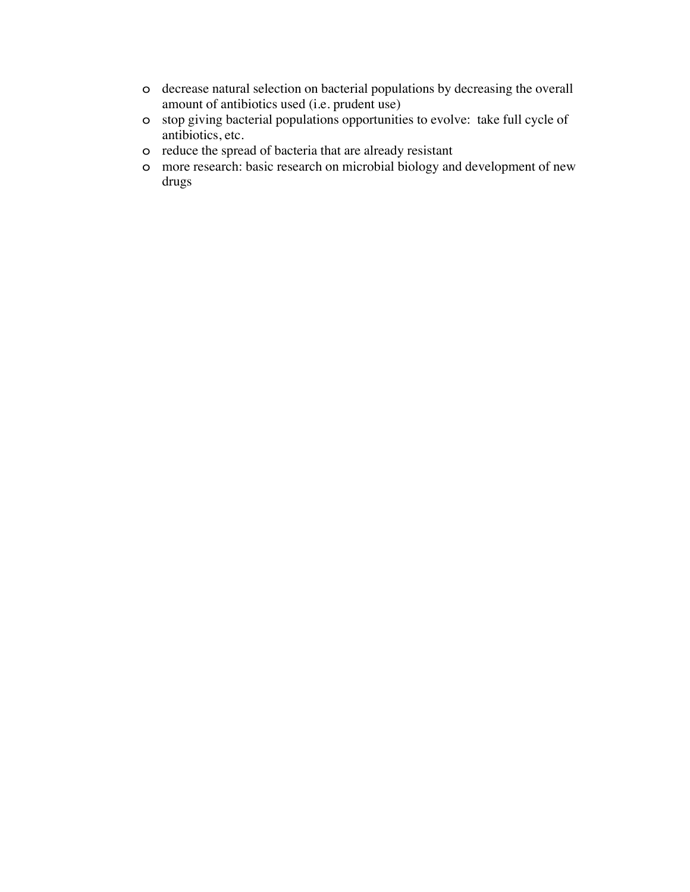- decrease natural selection on bacterial populations by decreasing the overall amount of antibiotics used (i.e. prudent use)
- stop giving bacterial populations opportunities to evolve: take full cycle of antibiotics, etc.
- reduce the spread of bacteria that are already resistant
- more research: basic research on microbial biology and development of new drugs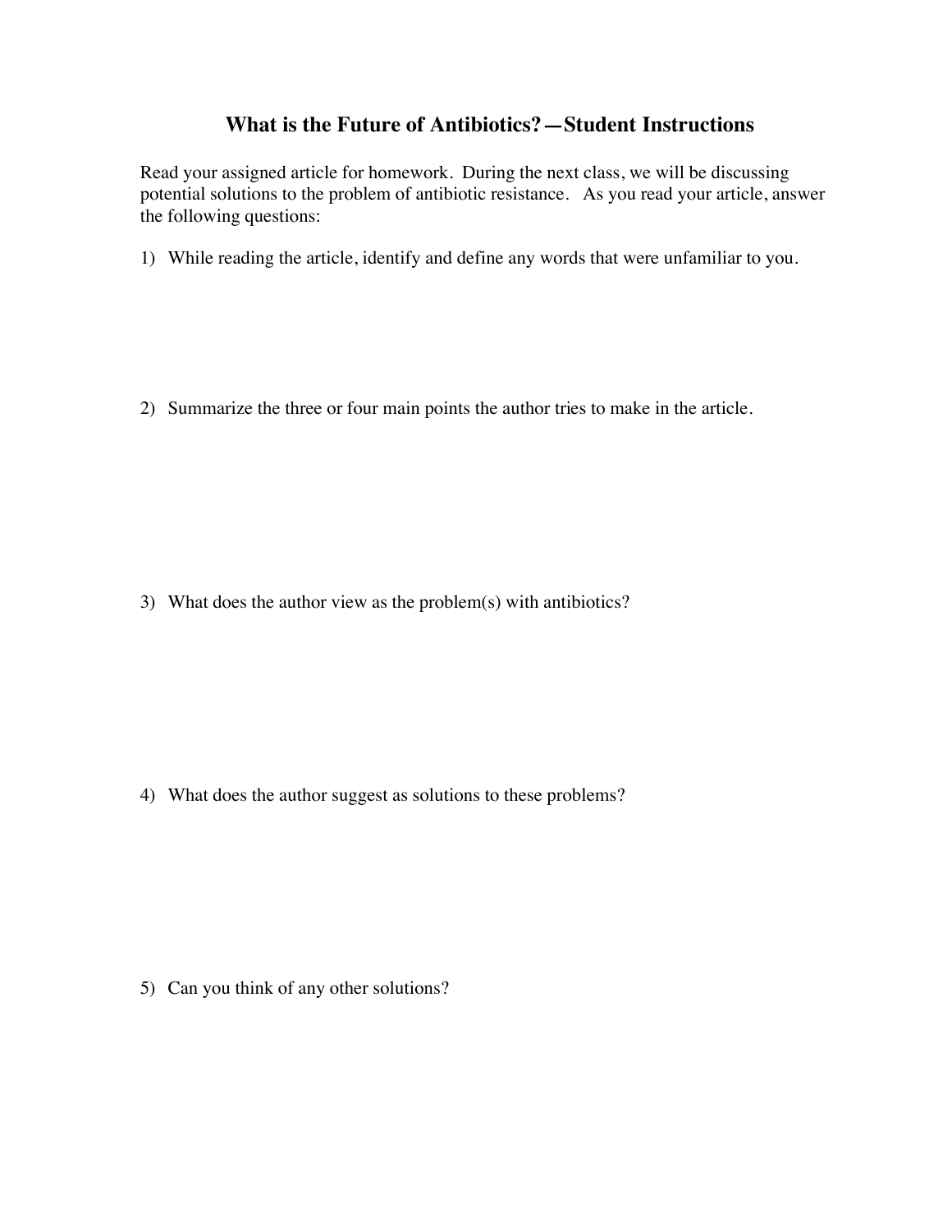## What is the Future of Antibiotics?—Student Instructions

Read your assigned article for homework. During the next class, we will be discussing potential solutions to the problem of antibiotic resistance. As you read your article, answer the following questions:

1) While reading the article, identify and define any words that were unfamiliar to you.

2) Summarize the three or four main points the author tries to make in the article.

3) What does the author view as the problem(s) with antibiotics?

4) What does the author suggest as solutions to these problems?

5) Can you think of any other solutions?